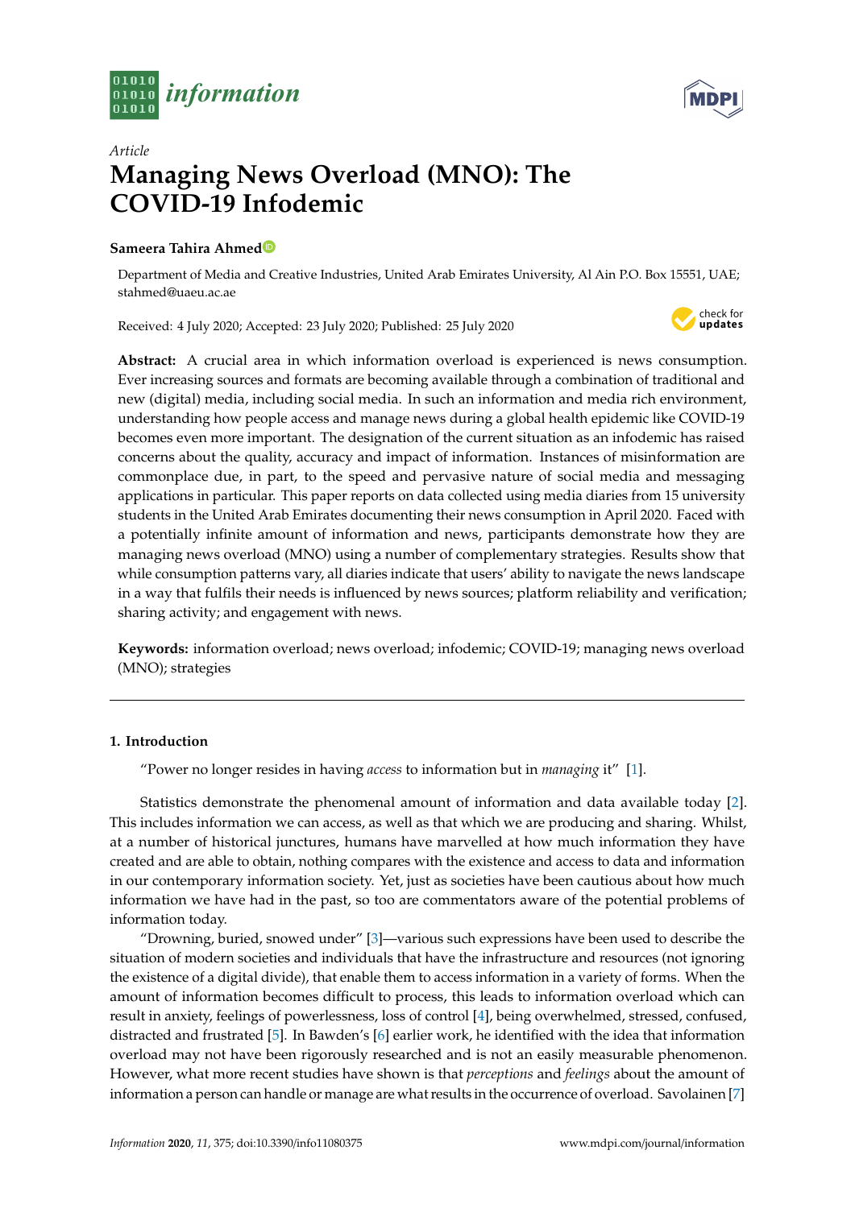*Article*

# Managing News Overload (MNO): The COVID-19 Infodemic

**Sameera Tahira Ahmed**

Department of Media and Creative Industries, United Arab Emirates University, Al Ain P.O. Box 15551, UAE; stahmed@uaeu.ac.ae

Received: 4 July 2020; Accepted: 23 July 2020; Published: 25 July 2020

**Abstract:** A crucial area in which information overload is experienced is news consumption. Ever increasing sources and formats are becoming available through a combination of traditional and new (digital) media, including social media. In such an information and media rich environment, understanding how people access and manage news during a global health epidemic like COVID-19 becomes even more important. The designation of the current situation as an infodemic has raised concerns about the quality, accuracy and impact of information. Instances of misinformation are commonplace due, in part, to the speed and pervasive nature of social media and messaging applications in particular. This paper reports on data collected using media diaries from 15 university students in the United Arab Emirates documenting their news consumption in April 2020. Faced with a potentially infinite amount of information and news, participants demonstrate how they are managing news overload (MNO) using a number of complementary strategies. Results show that while consumption patterns vary, all diaries indicate that users' ability to navigate the news landscape in a way that fulfils their needs is influenced by news sources; platform reliability and verification; sharing activity; and engagement with news.

**Keywords:** information overload; news overload; infodemic; COVID-19; managing news overload (MNO); strategies

## 1. Introduction

"Power no longer resides in having *access* to information but in *managing* it" [1].

Statistics demonstrate the phenomenal amount of information and data available today [2]. This includes information we can access, as well as that which we are producing and sharing. Whilst, at a number of historical junctures, humans have marvelled at how much information they have created and are able to obtain, nothing compares with the existence and access to data and information in our contemporary information society. Yet, just as societies have been cautious about how much information we have had in the past, so too are commentators aware of the potential problems of information today.

"Drowning, buried, snowed under" [3]—various such expressions have been used to describe the situation of modern societies and individuals that have the infrastructure and resources (not ignoring the existence of a digital divide), that enable them to access information in a variety of forms. When the amount of information becomes difficult to process, this leads to information overload which can result in anxiety, feelings of powerlessness, loss of control [4], being overwhelmed, stressed, confused, distracted and frustrated [5]. In Bawden's [6] earlier work, he identified with the idea that information overload may not have been rigorously researched and is not an easily measurable phenomenon. However, what more recent studies have shown is that *perceptions* and *feelings* about the amount of information a person can handle or manage are what results in the occurrence of overload. Savolainen [7]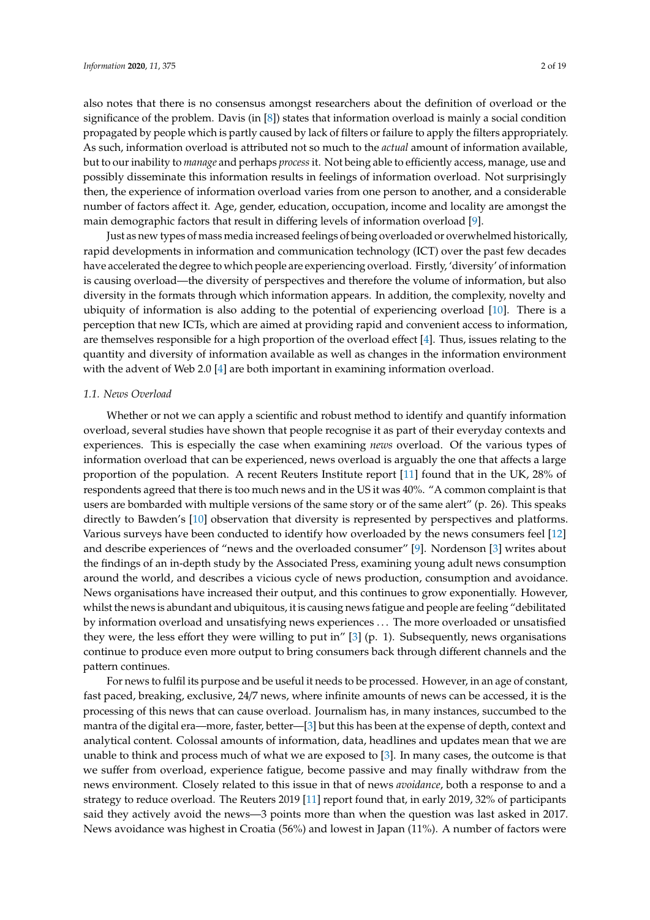also notes that there is no consensus amongst researchers about the definition of overload or the significance of the problem. Davis (in [8]) states that information overload is mainly a social condition propagated by people which is partly caused by lack of filters or failure to apply the filters appropriately. As such, information overload is attributed not so much to the *actual* amount of information available, but to our inability to *manage* and perhaps *process* it. Not being able to efficiently access, manage, use and possibly disseminate this information results in feelings of information overload. Not surprisingly then, the experience of information overload varies from one person to another, and a considerable number of factors affect it. Age, gender, education, occupation, income and locality are amongst the main demographic factors that result in differing levels of information overload [9].

Just as new types of mass media increased feelings of being overloaded or overwhelmed historically, rapid developments in information and communication technology (ICT) over the past few decades have accelerated the degree to which people are experiencing overload. Firstly, 'diversity' of information is causing overload—the diversity of perspectives and therefore the volume of information, but also diversity in the formats through which information appears. In addition, the complexity, novelty and ubiquity of information is also adding to the potential of experiencing overload [10]. There is a perception that new ICTs, which are aimed at providing rapid and convenient access to information, are themselves responsible for a high proportion of the overload effect [4]. Thus, issues relating to the quantity and diversity of information available as well as changes in the information environment with the advent of Web 2.0 [4] are both important in examining information overload.

### 1.1. News Overload

Whether or not we can apply a scientific and robust method to identify and quantify information overload, several studies have shown that people recognise it as part of their everyday contexts and experiences. This is especially the case when examining *news* overload. Of the various types of information overload that can be experienced, news overload is arguably the one that affects a large proportion of the population. A recent Reuters Institute report [11] found that in the UK, 28% of respondents agreed that there is too much news and in the US it was 40%. "A common complaint is that users are bombarded with multiple versions of the same story or of the same alert" (p. 26). This speaks directly to Bawden's [10] observation that diversity is represented by perspectives and platforms. Various surveys have been conducted to identify how overloaded by the news consumers feel [12] and describe experiences of "news and the overloaded consumer" [9]. Nordenson [3] writes about the findings of an in-depth study by the Associated Press, examining young adult news consumption around the world, and describes a vicious cycle of news production, consumption and avoidance. News organisations have increased their output, and this continues to grow exponentially. However, whilst the news is abundant and ubiquitous, it is causing news fatigue and people are feeling "debilitated by information overload and unsatisfying news experiences . . . The more overloaded or unsatisfied they were, the less effort they were willing to put in" [3] (p. 1). Subsequently, news organisations continue to produce even more output to bring consumers back through different channels and the pattern continues.

For news to fulfil its purpose and be useful it needs to be processed. However, in an age of constant, fast paced, breaking, exclusive, 24/7 news, where infinite amounts of news can be accessed, it is the processing of this news that can cause overload. Journalism has, in many instances, succumbed to the mantra of the digital era—more, faster, better—[3] but this has been at the expense of depth, context and analytical content. Colossal amounts of information, data, headlines and updates mean that we are unable to think and process much of what we are exposed to [3]. In many cases, the outcome is that we suffer from overload, experience fatigue, become passive and may finally withdraw from the news environment. Closely related to this issue in that of news *avoidance*, both a response to and a strategy to reduce overload. The Reuters 2019 [11] report found that, in early 2019, 32% of participants said they actively avoid the news—3 points more than when the question was last asked in 2017. News avoidance was highest in Croatia (56%) and lowest in Japan (11%). A number of factors were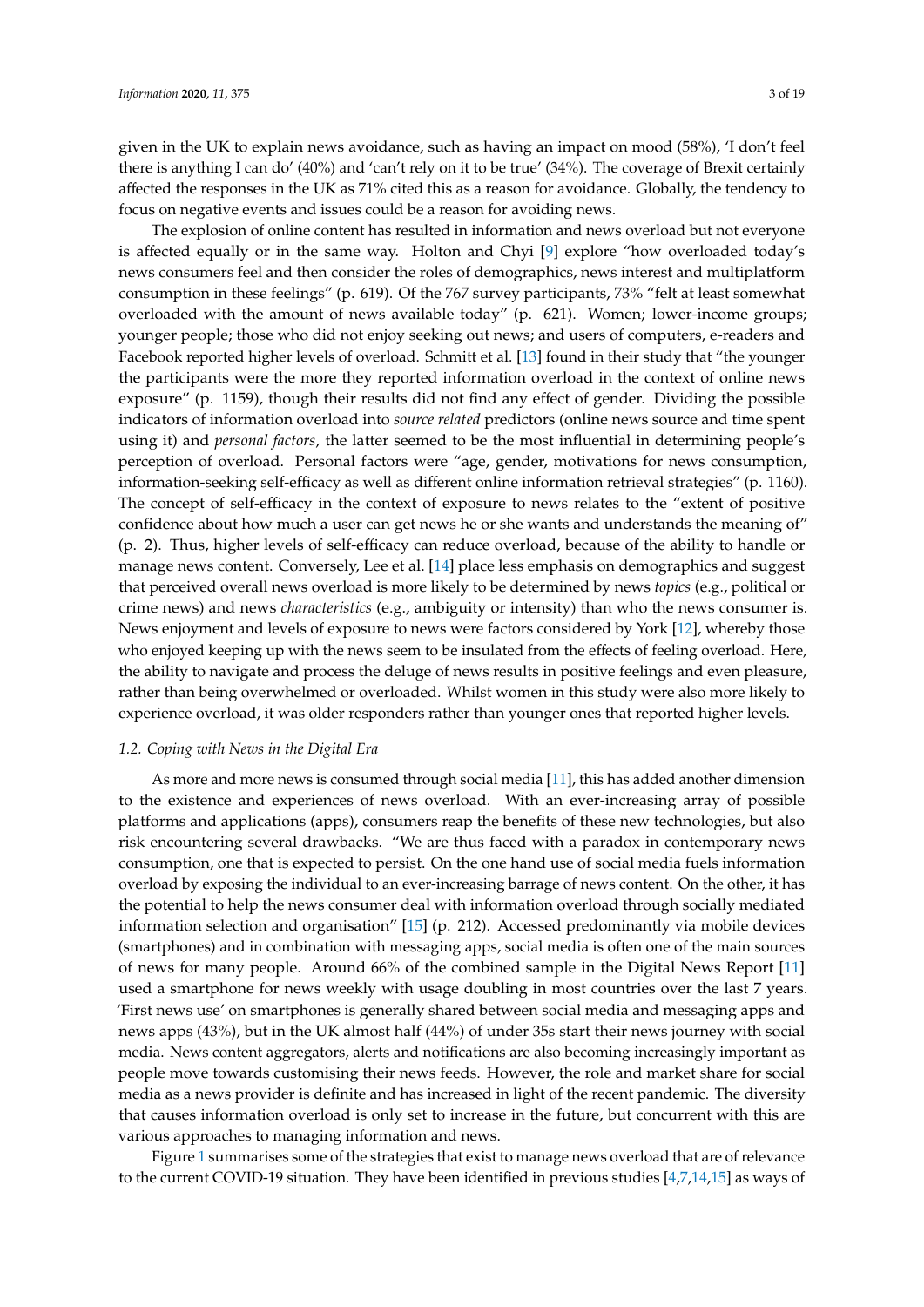given in the UK to explain news avoidance, such as having an impact on mood (58%), 'I don't feel there is anything I can do' (40%) and 'can't rely on it to be true' (34%). The coverage of Brexit certainly affected the responses in the UK as 71% cited this as a reason for avoidance. Globally, the tendency to focus on negative events and issues could be a reason for avoiding news.

The explosion of online content has resulted in information and news overload but not everyone is affected equally or in the same way. Holton and Chyi [9] explore "how overloaded today's news consumers feel and then consider the roles of demographics, news interest and multiplatform consumption in these feelings" (p. 619). Of the 767 survey participants, 73% "felt at least somewhat overloaded with the amount of news available today" (p. 621). Women; lower-income groups; younger people; those who did not enjoy seeking out news; and users of computers, e-readers and Facebook reported higher levels of overload. Schmitt et al. [13] found in their study that "the younger the participants were the more they reported information overload in the context of online news exposure" (p. 1159), though their results did not find any effect of gender. Dividing the possible indicators of information overload into *source related* predictors (online news source and time spent using it) and *personal factors*, the latter seemed to be the most influential in determining people's perception of overload. Personal factors were "age, gender, motivations for news consumption, information-seeking self-efficacy as well as different online information retrieval strategies" (p. 1160). The concept of self-efficacy in the context of exposure to news relates to the "extent of positive confidence about how much a user can get news he or she wants and understands the meaning of" (p. 2). Thus, higher levels of self-efficacy can reduce overload, because of the ability to handle or manage news content. Conversely, Lee et al. [14] place less emphasis on demographics and suggest that perceived overall news overload is more likely to be determined by news *topics* (e.g., political or crime news) and news *characteristics* (e.g., ambiguity or intensity) than who the news consumer is. News enjoyment and levels of exposure to news were factors considered by York [12], whereby those who enjoyed keeping up with the news seem to be insulated from the effects of feeling overload. Here, the ability to navigate and process the deluge of news results in positive feelings and even pleasure, rather than being overwhelmed or overloaded. Whilst women in this study were also more likely to experience overload, it was older responders rather than younger ones that reported higher levels.

### *1.2. Coping with News in the Digital Era*

As more and more news is consumed through social media [11], this has added another dimension to the existence and experiences of news overload. With an ever-increasing array of possible platforms and applications (apps), consumers reap the benefits of these new technologies, but also risk encountering several drawbacks. "We are thus faced with a paradox in contemporary news consumption, one that is expected to persist. On the one hand use of social media fuels information overload by exposing the individual to an ever-increasing barrage of news content. On the other, it has the potential to help the news consumer deal with information overload through socially mediated information selection and organisation" [15] (p. 212). Accessed predominantly via mobile devices (smartphones) and in combination with messaging apps, social media is often one of the main sources of news for many people. Around 66% of the combined sample in the Digital News Report [11] used a smartphone for news weekly with usage doubling in most countries over the last 7 years. 'First news use' on smartphones is generally shared between social media and messaging apps and news apps (43%), but in the UK almost half (44%) of under 35s start their news journey with social media. News content aggregators, alerts and notifications are also becoming increasingly important as people move towards customising their news feeds. However, the role and market share for social media as a news provider is definite and has increased in light of the recent pandemic. The diversity that causes information overload is only set to increase in the future, but concurrent with this are various approaches to managing information and news.

Figure 1 summarises some of the strategies that exist to manage news overload that are of relevance to the current COVID-19 situation. They have been identified in previous studies [4,7,14,15] as ways of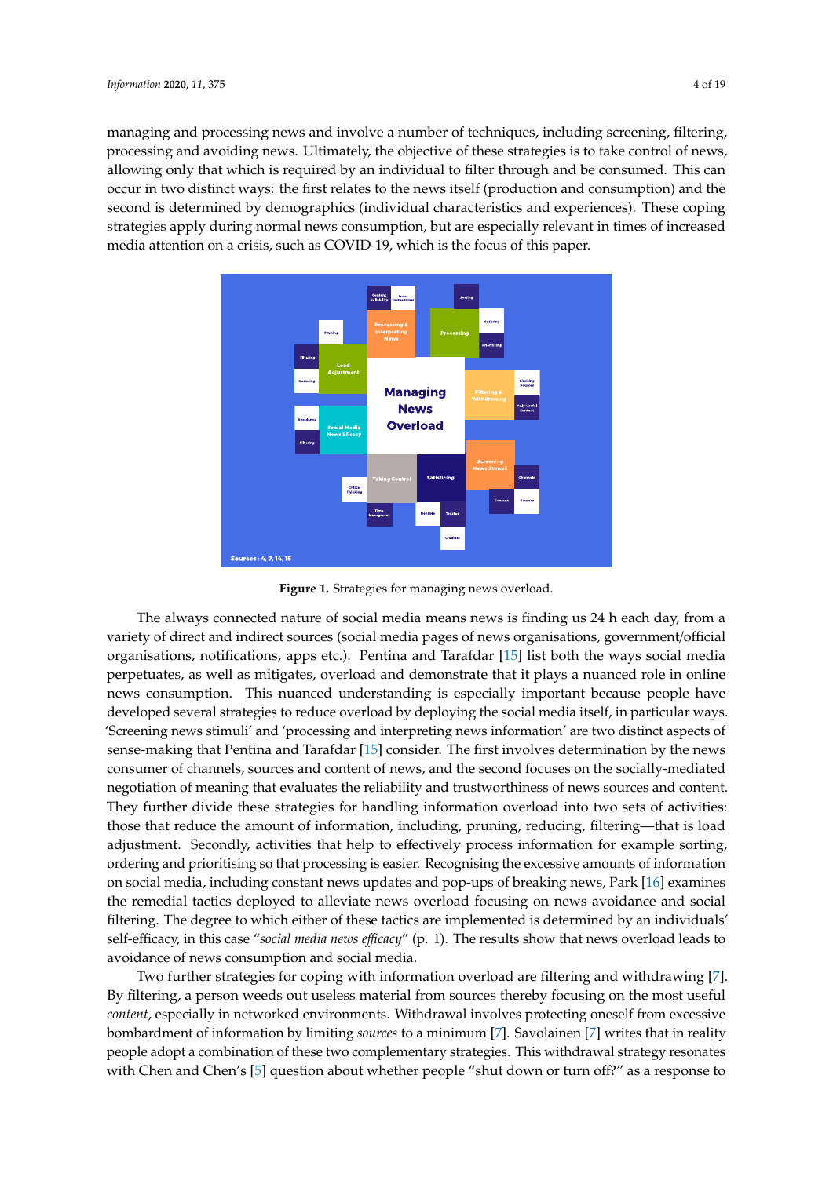managing and processing news and involve a number of techniques, including screening, filtering, processing and avoiding news. Ultimately, the objective of these strategies is to take control of news, allowing only that which is required by an individual to filter through and be consumed. This can occur in two distinct ways: the first relates to the news itself (production and consumption) and the second is determined by demographics (individual characteristics and experiences). These coping strategies apply during normal news consumption, but are especially relevant in times of increased media attention on a crisis, such as COVID-19, which is the focus of this paper.

Managing News Overload
Content Reliability
Source Trustworthiness
Processing & Interpreting News
Sorting
Processing
Ordering
Prioritising
Pruning
Load Adjustment
Filtering
Reducing
Filtering & Withdrawing
Limiting Sources
Only Useful Content
Avoidance
Social Media News Efficacy
Filtering
Screening News Stimuli
Channels
Content
Sources
Taking Control
Satisficing
Critical Thinking
Time Management
Reliable
Trusted
Credible
Sources : 4, 7, 14, 15

**Figure 1.** Strategies for managing news overload.

The always connected nature of social media means news is finding us 24 h each day, from a variety of direct and indirect sources (social media pages of news organisations, government/official organisations, notifications, apps etc.). Pentina and Tarafdar [15] list both the ways social media perpetuates, as well as mitigates, overload and demonstrate that it plays a nuanced role in online news consumption. This nuanced understanding is especially important because people have developed several strategies to reduce overload by deploying the social media itself, in particular ways. 'Screening news stimuli' and 'processing and interpreting news information' are two distinct aspects of sense-making that Pentina and Tarafdar [15] consider. The first involves determination by the news consumer of channels, sources and content of news, and the second focuses on the socially-mediated negotiation of meaning that evaluates the reliability and trustworthiness of news sources and content. They further divide these strategies for handling information overload into two sets of activities: those that reduce the amount of information, including, pruning, reducing, filtering—that is load adjustment. Secondly, activities that help to effectively process information for example sorting, ordering and prioritising so that processing is easier. Recognising the excessive amounts of information on social media, including constant news updates and pop-ups of breaking news, Park [16] examines the remedial tactics deployed to alleviate news overload focusing on news avoidance and social filtering. The degree to which either of these tactics are implemented is determined by an individuals' self-efficacy, in this case "*social media news efficacy*" (p. 1). The results show that news overload leads to avoidance of news consumption and social media.

Two further strategies for coping with information overload are filtering and withdrawing [7]. By filtering, a person weeds out useless material from sources thereby focusing on the most useful *content*, especially in networked environments. Withdrawal involves protecting oneself from excessive bombardment of information by limiting *sources* to a minimum [7]. Savolainen [7] writes that in reality people adopt a combination of these two complementary strategies. This withdrawal strategy resonates with Chen and Chen's [5] question about whether people "shut down or turn off?" as a response to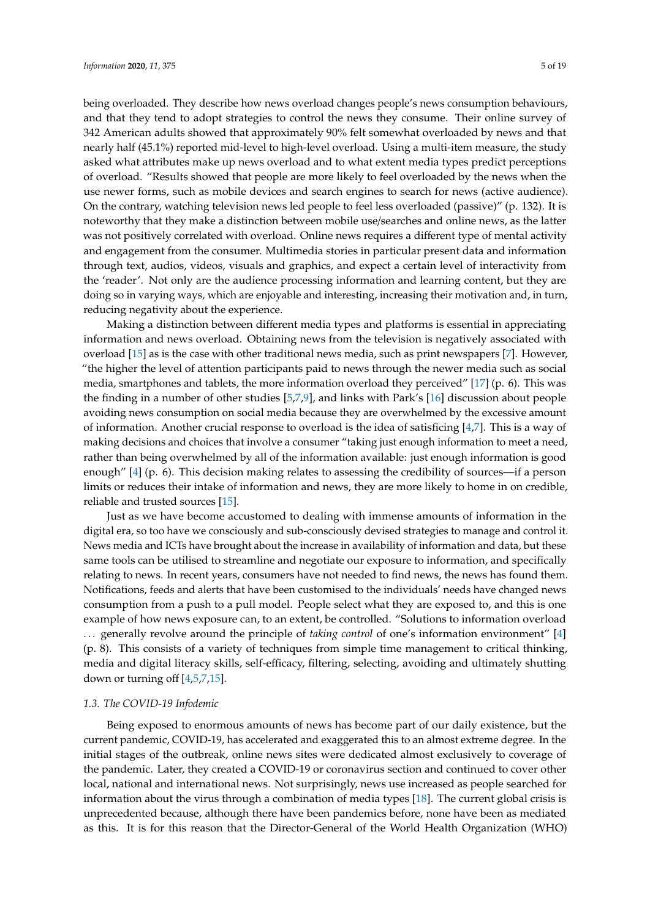being overloaded. They describe how news overload changes people's news consumption behaviours, and that they tend to adopt strategies to control the news they consume. Their online survey of 342 American adults showed that approximately 90% felt somewhat overloaded by news and that nearly half (45.1%) reported mid-level to high-level overload. Using a multi-item measure, the study asked what attributes make up news overload and to what extent media types predict perceptions of overload. "Results showed that people are more likely to feel overloaded by the news when the use newer forms, such as mobile devices and search engines to search for news (active audience). On the contrary, watching television news led people to feel less overloaded (passive)" (p. 132). It is noteworthy that they make a distinction between mobile use/searches and online news, as the latter was not positively correlated with overload. Online news requires a different type of mental activity and engagement from the consumer. Multimedia stories in particular present data and information through text, audios, videos, visuals and graphics, and expect a certain level of interactivity from the 'reader'. Not only are the audience processing information and learning content, but they are doing so in varying ways, which are enjoyable and interesting, increasing their motivation and, in turn, reducing negativity about the experience.

Making a distinction between different media types and platforms is essential in appreciating information and news overload. Obtaining news from the television is negatively associated with overload [15] as is the case with other traditional news media, such as print newspapers [7]. However, "the higher the level of attention participants paid to news through the newer media such as social media, smartphones and tablets, the more information overload they perceived" [17] (p. 6). This was the finding in a number of other studies [5,7,9], and links with Park's [16] discussion about people avoiding news consumption on social media because they are overwhelmed by the excessive amount of information. Another crucial response to overload is the idea of satisficing [4,7]. This is a way of making decisions and choices that involve a consumer "taking just enough information to meet a need, rather than being overwhelmed by all of the information available: just enough information is good enough" [4] (p. 6). This decision making relates to assessing the credibility of sources—if a person limits or reduces their intake of information and news, they are more likely to home in on credible, reliable and trusted sources [15].

Just as we have become accustomed to dealing with immense amounts of information in the digital era, so too have we consciously and sub-consciously devised strategies to manage and control it. News media and ICTs have brought about the increase in availability of information and data, but these same tools can be utilised to streamline and negotiate our exposure to information, and specifically relating to news. In recent years, consumers have not needed to find news, the news has found them. Notifications, feeds and alerts that have been customised to the individuals' needs have changed news consumption from a push to a pull model. People select what they are exposed to, and this is one example of how news exposure can, to an extent, be controlled. "Solutions to information overload ... generally revolve around the principle of *taking control* of one's information environment" [4] (p. 8). This consists of a variety of techniques from simple time management to critical thinking, media and digital literacy skills, self-efficacy, filtering, selecting, avoiding and ultimately shutting down or turning off [4,5,7,15].

### *1.3. The COVID-19 Infodemic*

Being exposed to enormous amounts of news has become part of our daily existence, but the current pandemic, COVID-19, has accelerated and exaggerated this to an almost extreme degree. In the initial stages of the outbreak, online news sites were dedicated almost exclusively to coverage of the pandemic. Later, they created a COVID-19 or coronavirus section and continued to cover other local, national and international news. Not surprisingly, news use increased as people searched for information about the virus through a combination of media types [18]. The current global crisis is unprecedented because, although there have been pandemics before, none have been as mediated as this. It is for this reason that the Director-General of the World Health Organization (WHO)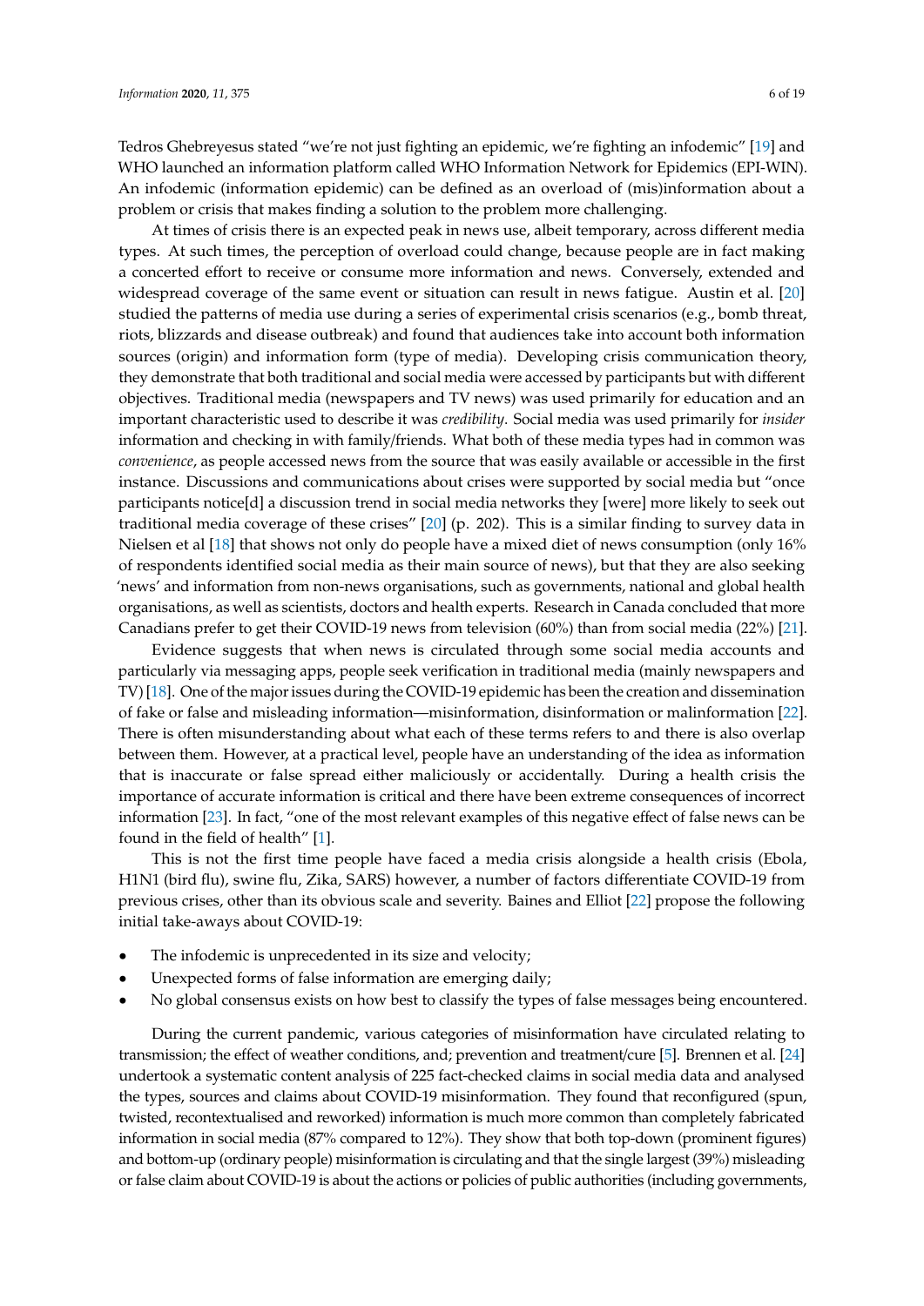Tedros Ghebreyesus stated "we're not just fighting an epidemic, we're fighting an infodemic" [19] and WHO launched an information platform called WHO Information Network for Epidemics (EPI-WIN). An infodemic (information epidemic) can be defined as an overload of (mis)information about a problem or crisis that makes finding a solution to the problem more challenging.

At times of crisis there is an expected peak in news use, albeit temporary, across different media types. At such times, the perception of overload could change, because people are in fact making a concerted effort to receive or consume more information and news. Conversely, extended and widespread coverage of the same event or situation can result in news fatigue. Austin et al. [20] studied the patterns of media use during a series of experimental crisis scenarios (e.g., bomb threat, riots, blizzards and disease outbreak) and found that audiences take into account both information sources (origin) and information form (type of media). Developing crisis communication theory, they demonstrate that both traditional and social media were accessed by participants but with different objectives. Traditional media (newspapers and TV news) was used primarily for education and an important characteristic used to describe it was *credibility*. Social media was used primarily for *insider* information and checking in with family/friends. What both of these media types had in common was *convenience*, as people accessed news from the source that was easily available or accessible in the first instance. Discussions and communications about crises were supported by social media but "once participants notice[d] a discussion trend in social media networks they [were] more likely to seek out traditional media coverage of these crises" [20] (p. 202). This is a similar finding to survey data in Nielsen et al [18] that shows not only do people have a mixed diet of news consumption (only 16% of respondents identified social media as their main source of news), but that they are also seeking 'news' and information from non-news organisations, such as governments, national and global health organisations, as well as scientists, doctors and health experts. Research in Canada concluded that more Canadians prefer to get their COVID-19 news from television (60%) than from social media (22%) [21].

Evidence suggests that when news is circulated through some social media accounts and particularly via messaging apps, people seek verification in traditional media (mainly newspapers and TV) [18]. One of the major issues during the COVID-19 epidemic has been the creation and dissemination of fake or false and misleading information—misinformation, disinformation or malinformation [22]. There is often misunderstanding about what each of these terms refers to and there is also overlap between them. However, at a practical level, people have an understanding of the idea as information that is inaccurate or false spread either maliciously or accidentally. During a health crisis the importance of accurate information is critical and there have been extreme consequences of incorrect information [23]. In fact, "one of the most relevant examples of this negative effect of false news can be found in the field of health" [1].

This is not the first time people have faced a media crisis alongside a health crisis (Ebola, H1N1 (bird flu), swine flu, Zika, SARS) however, a number of factors differentiate COVID-19 from previous crises, other than its obvious scale and severity. Baines and Elliot [22] propose the following initial take-aways about COVID-19:

- The infodemic is unprecedented in its size and velocity;
- Unexpected forms of false information are emerging daily;
- No global consensus exists on how best to classify the types of false messages being encountered.

During the current pandemic, various categories of misinformation have circulated relating to transmission; the effect of weather conditions, and; prevention and treatment/cure [5]. Brennen et al. [24] undertook a systematic content analysis of 225 fact-checked claims in social media data and analysed the types, sources and claims about COVID-19 misinformation. They found that reconfigured (spun, twisted, recontextualised and reworked) information is much more common than completely fabricated information in social media (87% compared to 12%). They show that both top-down (prominent figures) and bottom-up (ordinary people) misinformation is circulating and that the single largest (39%) misleading or false claim about COVID-19 is about the actions or policies of public authorities (including governments,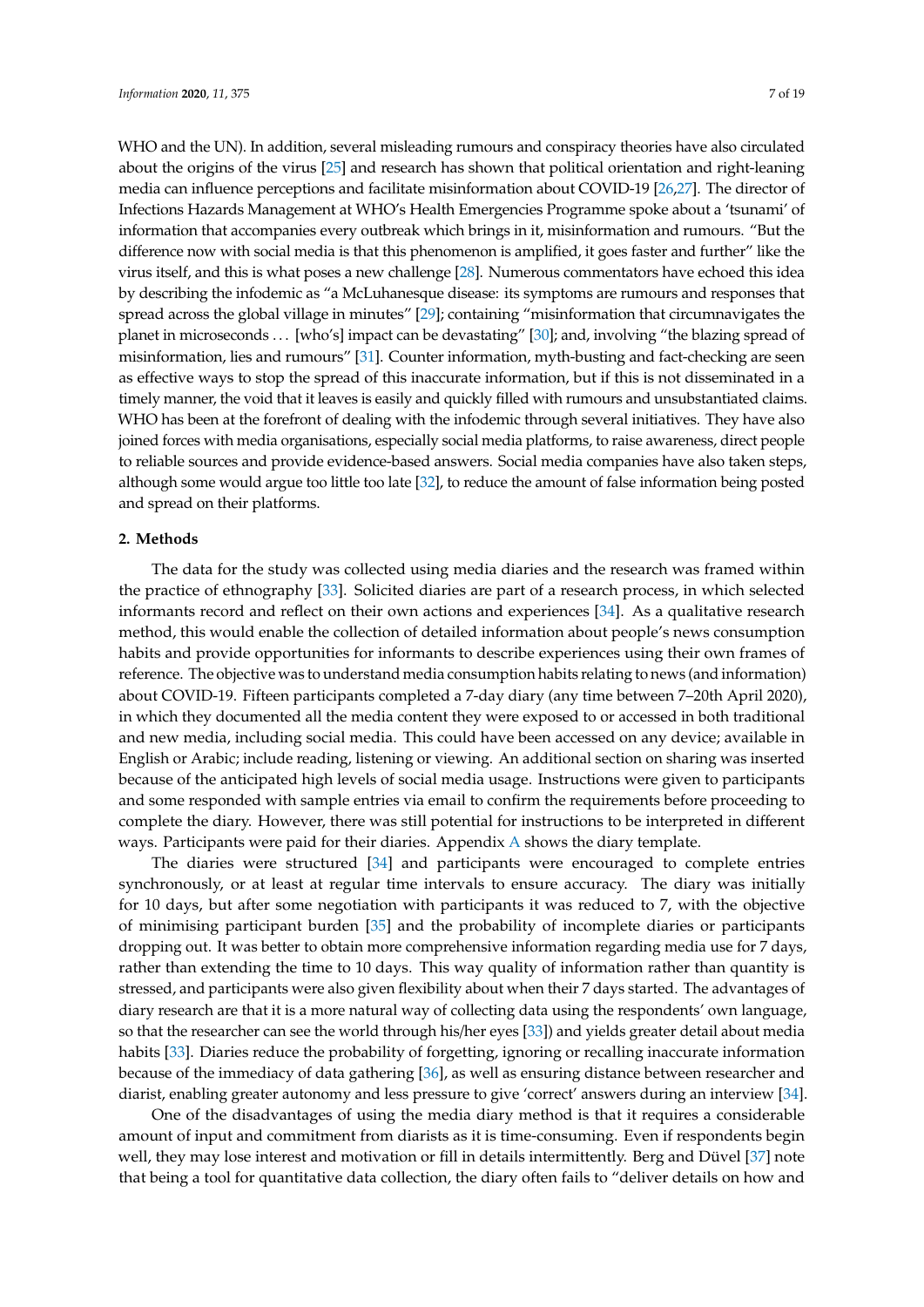WHO and the UN). In addition, several misleading rumours and conspiracy theories have also circulated about the origins of the virus [25] and research has shown that political orientation and right-leaning media can influence perceptions and facilitate misinformation about COVID-19 [26,27]. The director of Infections Hazards Management at WHO's Health Emergencies Programme spoke about a 'tsunami' of information that accompanies every outbreak which brings in it, misinformation and rumours. "But the difference now with social media is that this phenomenon is amplified, it goes faster and further" like the virus itself, and this is what poses a new challenge [28]. Numerous commentators have echoed this idea by describing the infodemic as "a McLuhanesque disease: its symptoms are rumours and responses that spread across the global village in minutes" [29]; containing "misinformation that circumnavigates the planet in microseconds ... [who's] impact can be devastating" [30]; and, involving "the blazing spread of misinformation, lies and rumours" [31]. Counter information, myth-busting and fact-checking are seen as effective ways to stop the spread of this inaccurate information, but if this is not disseminated in a timely manner, the void that it leaves is easily and quickly filled with rumours and unsubstantiated claims. WHO has been at the forefront of dealing with the infodemic through several initiatives. They have also joined forces with media organisations, especially social media platforms, to raise awareness, direct people to reliable sources and provide evidence-based answers. Social media companies have also taken steps, although some would argue too little too late [32], to reduce the amount of false information being posted and spread on their platforms.

## 2. Methods

The data for the study was collected using media diaries and the research was framed within the practice of ethnography [33]. Solicited diaries are part of a research process, in which selected informants record and reflect on their own actions and experiences [34]. As a qualitative research method, this would enable the collection of detailed information about people's news consumption habits and provide opportunities for informants to describe experiences using their own frames of reference. The objective was to understand media consumption habits relating to news (and information) about COVID-19. Fifteen participants completed a 7-day diary (any time between 7–20th April 2020), in which they documented all the media content they were exposed to or accessed in both traditional and new media, including social media. This could have been accessed on any device; available in English or Arabic; include reading, listening or viewing. An additional section on sharing was inserted because of the anticipated high levels of social media usage. Instructions were given to participants and some responded with sample entries via email to confirm the requirements before proceeding to complete the diary. However, there was still potential for instructions to be interpreted in different ways. Participants were paid for their diaries. Appendix A shows the diary template.

The diaries were structured [34] and participants were encouraged to complete entries synchronously, or at least at regular time intervals to ensure accuracy. The diary was initially for 10 days, but after some negotiation with participants it was reduced to 7, with the objective of minimising participant burden [35] and the probability of incomplete diaries or participants dropping out. It was better to obtain more comprehensive information regarding media use for 7 days, rather than extending the time to 10 days. This way quality of information rather than quantity is stressed, and participants were also given flexibility about when their 7 days started. The advantages of diary research are that it is a more natural way of collecting data using the respondents' own language, so that the researcher can see the world through his/her eyes [33]) and yields greater detail about media habits [33]. Diaries reduce the probability of forgetting, ignoring or recalling inaccurate information because of the immediacy of data gathering [36], as well as ensuring distance between researcher and diarist, enabling greater autonomy and less pressure to give 'correct' answers during an interview [34].

One of the disadvantages of using the media diary method is that it requires a considerable amount of input and commitment from diarists as it is time-consuming. Even if respondents begin well, they may lose interest and motivation or fill in details intermittently. Berg and Düvel [37] note that being a tool for quantitative data collection, the diary often fails to "deliver details on how and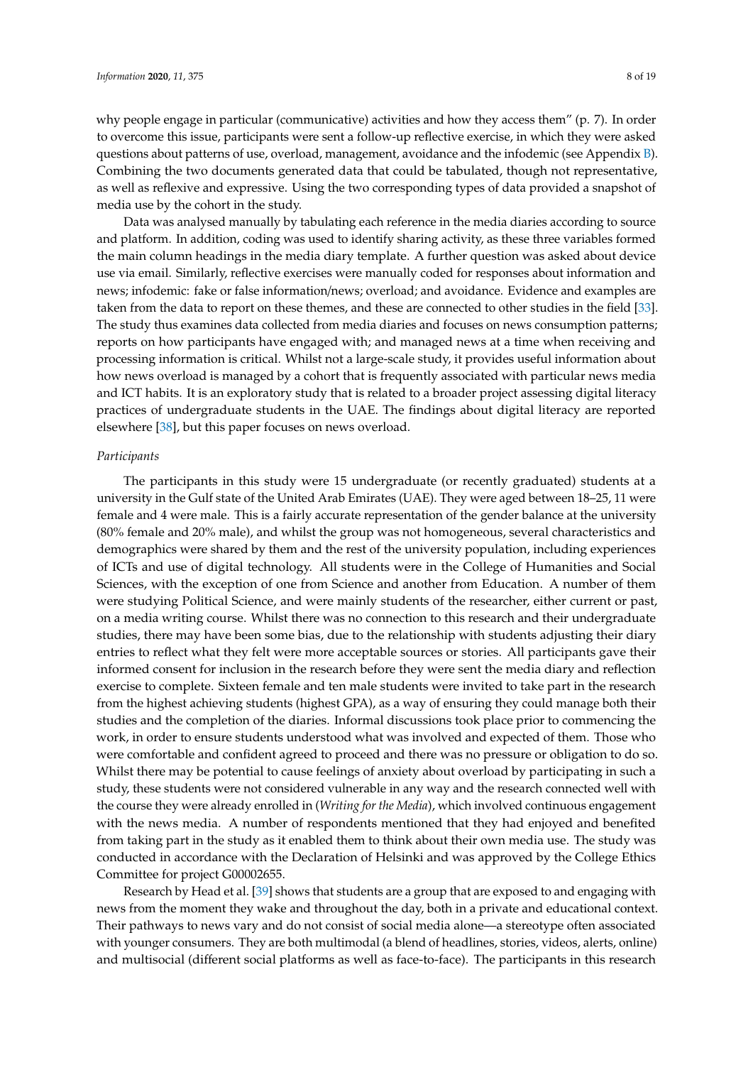why people engage in particular (communicative) activities and how they access them" (p. 7). In order to overcome this issue, participants were sent a follow-up reflective exercise, in which they were asked questions about patterns of use, overload, management, avoidance and the infodemic (see Appendix B). Combining the two documents generated data that could be tabulated, though not representative, as well as reflexive and expressive. Using the two corresponding types of data provided a snapshot of media use by the cohort in the study.

Data was analysed manually by tabulating each reference in the media diaries according to source and platform. In addition, coding was used to identify sharing activity, as these three variables formed the main column headings in the media diary template. A further question was asked about device use via email. Similarly, reflective exercises were manually coded for responses about information and news; infodemic: fake or false information/news; overload; and avoidance. Evidence and examples are taken from the data to report on these themes, and these are connected to other studies in the field [33]. The study thus examines data collected from media diaries and focuses on news consumption patterns; reports on how participants have engaged with; and managed news at a time when receiving and processing information is critical. Whilst not a large-scale study, it provides useful information about how news overload is managed by a cohort that is frequently associated with particular news media and ICT habits. It is an exploratory study that is related to a broader project assessing digital literacy practices of undergraduate students in the UAE. The findings about digital literacy are reported elsewhere [38], but this paper focuses on news overload.

*Participants*

The participants in this study were 15 undergraduate (or recently graduated) students at a university in the Gulf state of the United Arab Emirates (UAE). They were aged between 18–25, 11 were female and 4 were male. This is a fairly accurate representation of the gender balance at the university (80% female and 20% male), and whilst the group was not homogeneous, several characteristics and demographics were shared by them and the rest of the university population, including experiences of ICTs and use of digital technology. All students were in the College of Humanities and Social Sciences, with the exception of one from Science and another from Education. A number of them were studying Political Science, and were mainly students of the researcher, either current or past, on a media writing course. Whilst there was no connection to this research and their undergraduate studies, there may have been some bias, due to the relationship with students adjusting their diary entries to reflect what they felt were more acceptable sources or stories. All participants gave their informed consent for inclusion in the research before they were sent the media diary and reflection exercise to complete. Sixteen female and ten male students were invited to take part in the research from the highest achieving students (highest GPA), as a way of ensuring they could manage both their studies and the completion of the diaries. Informal discussions took place prior to commencing the work, in order to ensure students understood what was involved and expected of them. Those who were comfortable and confident agreed to proceed and there was no pressure or obligation to do so. Whilst there may be potential to cause feelings of anxiety about overload by participating in such a study, these students were not considered vulnerable in any way and the research connected well with the course they were already enrolled in (*Writing for the Media*), which involved continuous engagement with the news media. A number of respondents mentioned that they had enjoyed and benefited from taking part in the study as it enabled them to think about their own media use. The study was conducted in accordance with the Declaration of Helsinki and was approved by the College Ethics Committee for project G00002655.

Research by Head et al. [39] shows that students are a group that are exposed to and engaging with news from the moment they wake and throughout the day, both in a private and educational context. Their pathways to news vary and do not consist of social media alone—a stereotype often associated with younger consumers. They are both multimodal (a blend of headlines, stories, videos, alerts, online) and multisocial (different social platforms as well as face-to-face). The participants in this research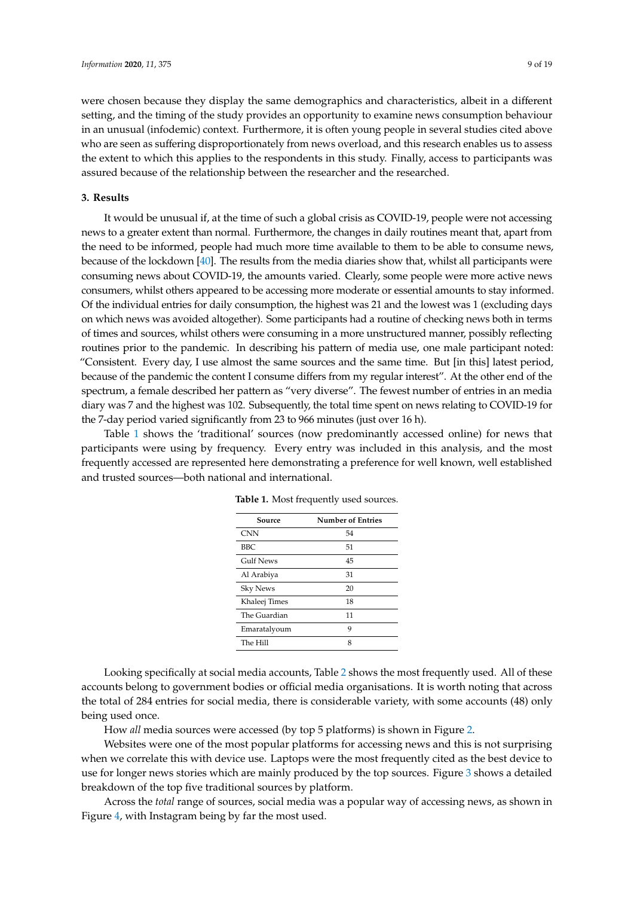were chosen because they display the same demographics and characteristics, albeit in a different setting, and the timing of the study provides an opportunity to examine news consumption behaviour in an unusual (infodemic) context. Furthermore, it is often young people in several studies cited above who are seen as suffering disproportionately from news overload, and this research enables us to assess the extent to which this applies to the respondents in this study. Finally, access to participants was assured because of the relationship between the researcher and the researched.

## 3. Results

It would be unusual if, at the time of such a global crisis as COVID-19, people were not accessing news to a greater extent than normal. Furthermore, the changes in daily routines meant that, apart from the need to be informed, people had much more time available to them to be able to consume news, because of the lockdown [40]. The results from the media diaries show that, whilst all participants were consuming news about COVID-19, the amounts varied. Clearly, some people were more active news consumers, whilst others appeared to be accessing more moderate or essential amounts to stay informed. Of the individual entries for daily consumption, the highest was 21 and the lowest was 1 (excluding days on which news was avoided altogether). Some participants had a routine of checking news both in terms of times and sources, whilst others were consuming in a more unstructured manner, possibly reflecting routines prior to the pandemic. In describing his pattern of media use, one male participant noted: "Consistent. Every day, I use almost the same sources and the same time. But [in this] latest period, because of the pandemic the content I consume differs from my regular interest". At the other end of the spectrum, a female described her pattern as "very diverse". The fewest number of entries in an media diary was 7 and the highest was 102. Subsequently, the total time spent on news relating to COVID-19 for the 7-day period varied significantly from 23 to 966 minutes (just over 16 h).

Table 1 shows the 'traditional' sources (now predominantly accessed online) for news that participants were using by frequency. Every entry was included in this analysis, and the most frequently accessed are represented here demonstrating a preference for well known, well established and trusted sources—both national and international.

**Table 1.** Most frequently used sources.

| Source | Number of Entries |
|---|---|
| CNN | 54 |
| BBC | 51 |
| Gulf News | 45 |
| Al Arabiya | 31 |
| Sky News | 20 |
| Khaleej Times | 18 |
| The Guardian | 11 |
| Emaratalyoum | 9 |
| The Hill | 8 |

Looking specifically at social media accounts, Table 2 shows the most frequently used. All of these accounts belong to government bodies or official media organisations. It is worth noting that across the total of 284 entries for social media, there is considerable variety, with some accounts (48) only being used once.

How *all* media sources were accessed (by top 5 platforms) is shown in Figure 2.

Websites were one of the most popular platforms for accessing news and this is not surprising when we correlate this with device use. Laptops were the most frequently cited as the best device to use for longer news stories which are mainly produced by the top sources. Figure 3 shows a detailed breakdown of the top five traditional sources by platform.

Across the *total* range of sources, social media was a popular way of accessing news, as shown in Figure 4, with Instagram being by far the most used.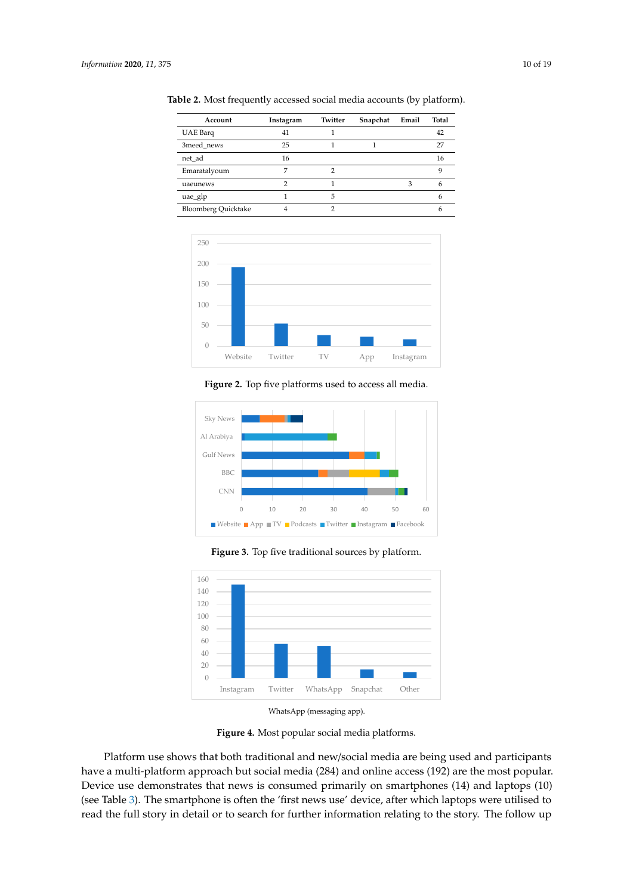**Table 2.** Most frequently accessed social media accounts (by platform).

| Account | Instagram | Twitter | Snapchat | Email | Total |
|---|---|---|---|---|---|
| UAE Barq | 41 | 1 | | | 42 |
| 3meed_news | 25 | 1 | 1 | | 27 |
| net_ad | 16 | | | | 16 |
| Emaratalyoum | 7 | 2 | | | 9 |
| uaeunews | 2 | 1 | | 3 | 6 |
| uae_glp | 1 | 5 | | | 6 |
| Bloomberg Quicktake | 4 | 2 | | | 6 |

250
200
150
100
50
0
Website Twitter TV App Instagram

**Figure 2.** Top five platforms used to access all media.

Sky News
Al Arabiya
Gulf News
BBC
CNN
0 10 20 30 40 50 60
Website App TV Podcasts Twitter Instagram Facebook

**Figure 3.** Top five traditional sources by platform.

160
140
120
100
80
60
40
20
0
Instagram Twitter WhatsApp Snapchat Other

WhatsApp (messaging app).

**Figure 4.** Most popular social media platforms.

Platform use shows that both traditional and new/social media are being used and participants have a multi-platform approach but social media (284) and online access (192) are the most popular. Device use demonstrates that news is consumed primarily on smartphones (14) and laptops (10) (see Table 3). The smartphone is often the 'first news use' device, after which laptops were utilised to read the full story in detail or to search for further information relating to the story. The follow up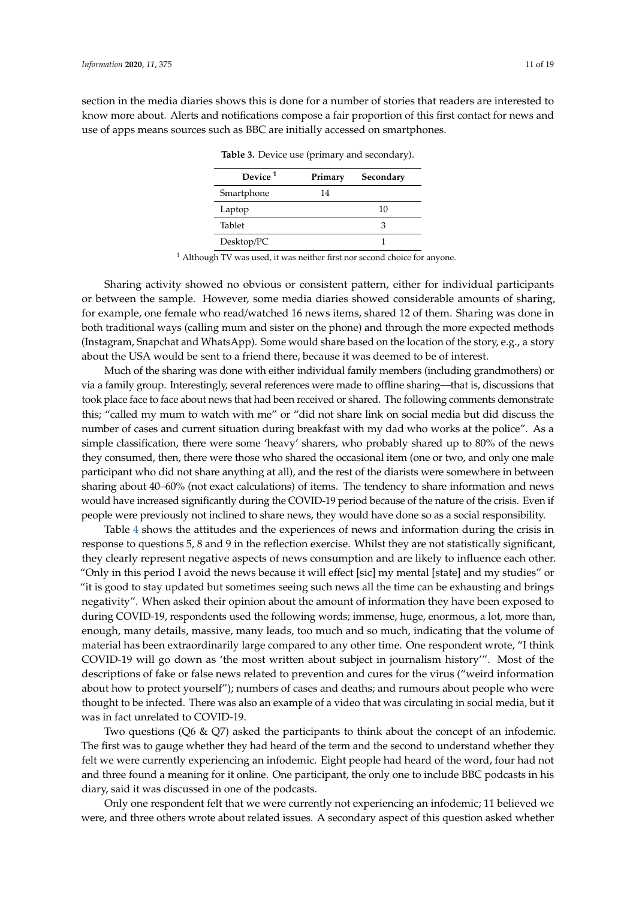section in the media diaries shows this is done for a number of stories that readers are interested to know more about. Alerts and notifications compose a fair proportion of this first contact for news and use of apps means sources such as BBC are initially accessed on smartphones.

**Table 3.** Device use (primary and secondary).

| Device [1] | Primary | Secondary |
|---|---|---|
| Smartphone | 14 | |
| Laptop | | 10 |
| Tablet | | 3 |
| Desktop/PC | | 1 |

[1] Although TV was used, it was neither first nor second choice for anyone.

Sharing activity showed no obvious or consistent pattern, either for individual participants or between the sample. However, some media diaries showed considerable amounts of sharing, for example, one female who read/watched 16 news items, shared 12 of them. Sharing was done in both traditional ways (calling mum and sister on the phone) and through the more expected methods (Instagram, Snapchat and WhatsApp). Some would share based on the location of the story, e.g., a story about the USA would be sent to a friend there, because it was deemed to be of interest.

Much of the sharing was done with either individual family members (including grandmothers) or via a family group. Interestingly, several references were made to offline sharing—that is, discussions that took place face to face about news that had been received or shared. The following comments demonstrate this; "called my mum to watch with me" or "did not share link on social media but did discuss the number of cases and current situation during breakfast with my dad who works at the police". As a simple classification, there were some 'heavy' sharers, who probably shared up to 80% of the news they consumed, then, there were those who shared the occasional item (one or two, and only one male participant who did not share anything at all), and the rest of the diarists were somewhere in between sharing about 40–60% (not exact calculations) of items. The tendency to share information and news would have increased significantly during the COVID-19 period because of the nature of the crisis. Even if people were previously not inclined to share news, they would have done so as a social responsibility.

Table 4 shows the attitudes and the experiences of news and information during the crisis in response to questions 5, 8 and 9 in the reflection exercise. Whilst they are not statistically significant, they clearly represent negative aspects of news consumption and are likely to influence each other. "Only in this period I avoid the news because it will effect [sic] my mental [state] and my studies" or "it is good to stay updated but sometimes seeing such news all the time can be exhausting and brings negativity". When asked their opinion about the amount of information they have been exposed to during COVID-19, respondents used the following words; immense, huge, enormous, a lot, more than, enough, many details, massive, many leads, too much and so much, indicating that the volume of material has been extraordinarily large compared to any other time. One respondent wrote, "I think COVID-19 will go down as 'the most written about subject in journalism history'". Most of the descriptions of fake or false news related to prevention and cures for the virus ("weird information about how to protect yourself"); numbers of cases and deaths; and rumours about people who were thought to be infected. There was also an example of a video that was circulating in social media, but it was in fact unrelated to COVID-19.

Two questions (Q6 & Q7) asked the participants to think about the concept of an infodemic. The first was to gauge whether they had heard of the term and the second to understand whether they felt we were currently experiencing an infodemic. Eight people had heard of the word, four had not and three found a meaning for it online. One participant, the only one to include BBC podcasts in his diary, said it was discussed in one of the podcasts.

Only one respondent felt that we were currently not experiencing an infodemic; 11 believed we were, and three others wrote about related issues. A secondary aspect of this question asked whether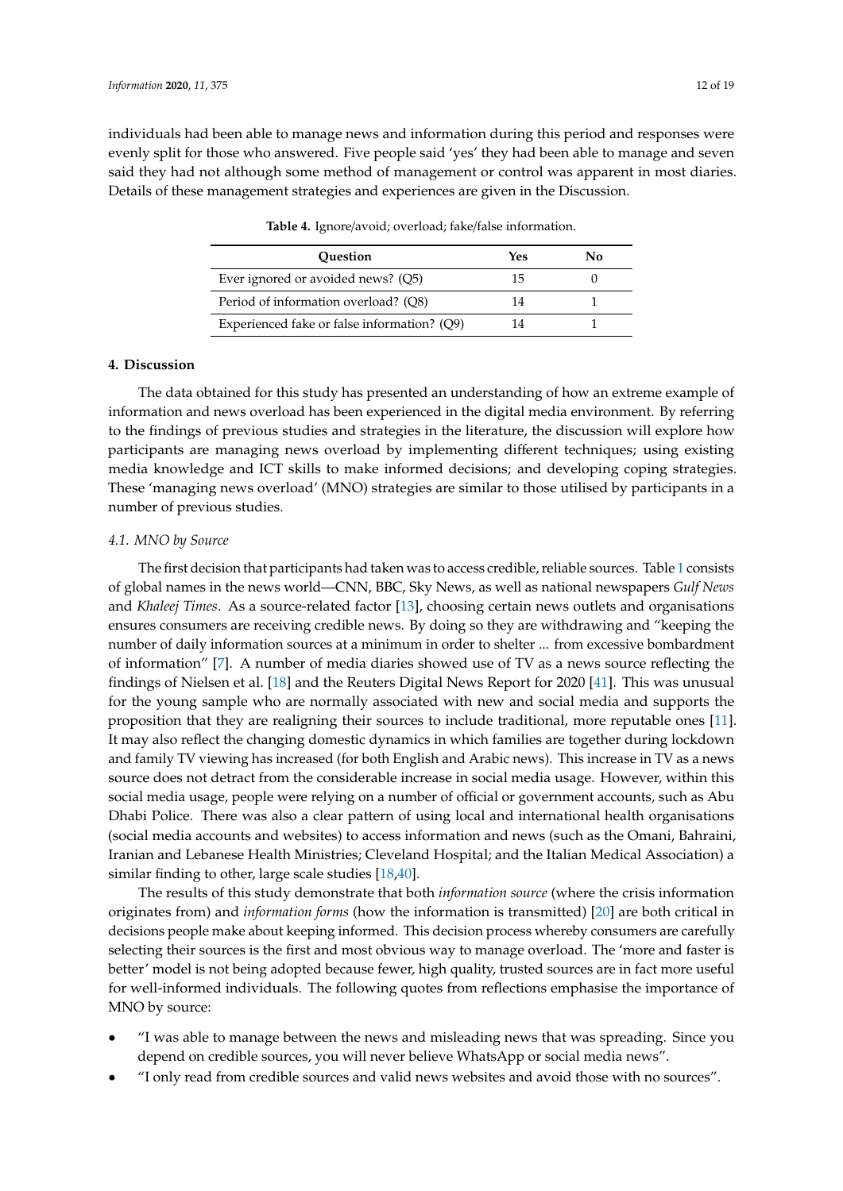individuals had been able to manage news and information during this period and responses were evenly split for those who answered. Five people said 'yes' they had been able to manage and seven said they had not although some method of management or control was apparent in most diaries. Details of these management strategies and experiences are given in the Discussion.

**Table 4.** Ignore/avoid; overload; fake/false information.

| Question | Yes | No |
|---|---|---|
| Ever ignored or avoided news? (Q5) | 15 | 0 |
| Period of information overload? (Q8) | 14 | 1 |
| Experienced fake or false information? (Q9) | 14 | 1 |

## 4. Discussion

The data obtained for this study has presented an understanding of how an extreme example of information and news overload has been experienced in the digital media environment. By referring to the findings of previous studies and strategies in the literature, the discussion will explore how participants are managing news overload by implementing different techniques; using existing media knowledge and ICT skills to make informed decisions; and developing coping strategies. These 'managing news overload' (MNO) strategies are similar to those utilised by participants in a number of previous studies.

### *4.1. MNO by Source*

The first decision that participants had taken was to access credible, reliable sources. Table 1 consists of global names in the news world—CNN, BBC, Sky News, as well as national newspapers *Gulf News* and *Khaleej Times*. As a source-related factor [13], choosing certain news outlets and organisations ensures consumers are receiving credible news. By doing so they are withdrawing and "keeping the number of daily information sources at a minimum in order to shelter ... from excessive bombardment of information" [7]. A number of media diaries showed use of TV as a news source reflecting the findings of Nielsen et al. [18] and the Reuters Digital News Report for 2020 [41]. This was unusual for the young sample who are normally associated with new and social media and supports the proposition that they are realigning their sources to include traditional, more reputable ones [11]. It may also reflect the changing domestic dynamics in which families are together during lockdown and family TV viewing has increased (for both English and Arabic news). This increase in TV as a news source does not detract from the considerable increase in social media usage. However, within this social media usage, people were relying on a number of official or government accounts, such as Abu Dhabi Police. There was also a clear pattern of using local and international health organisations (social media accounts and websites) to access information and news (such as the Omani, Bahraini, Iranian and Lebanese Health Ministries; Cleveland Hospital; and the Italian Medical Association) a similar finding to other, large scale studies [18,40].

The results of this study demonstrate that both *information source* (where the crisis information originates from) and *information forms* (how the information is transmitted) [20] are both critical in decisions people make about keeping informed. This decision process whereby consumers are carefully selecting their sources is the first and most obvious way to manage overload. The 'more and faster is better' model is not being adopted because fewer, high quality, trusted sources are in fact more useful for well-informed individuals. The following quotes from reflections emphasise the importance of MNO by source:

- "I was able to manage between the news and misleading news that was spreading. Since you depend on credible sources, you will never believe WhatsApp or social media news".
- "I only read from credible sources and valid news websites and avoid those with no sources".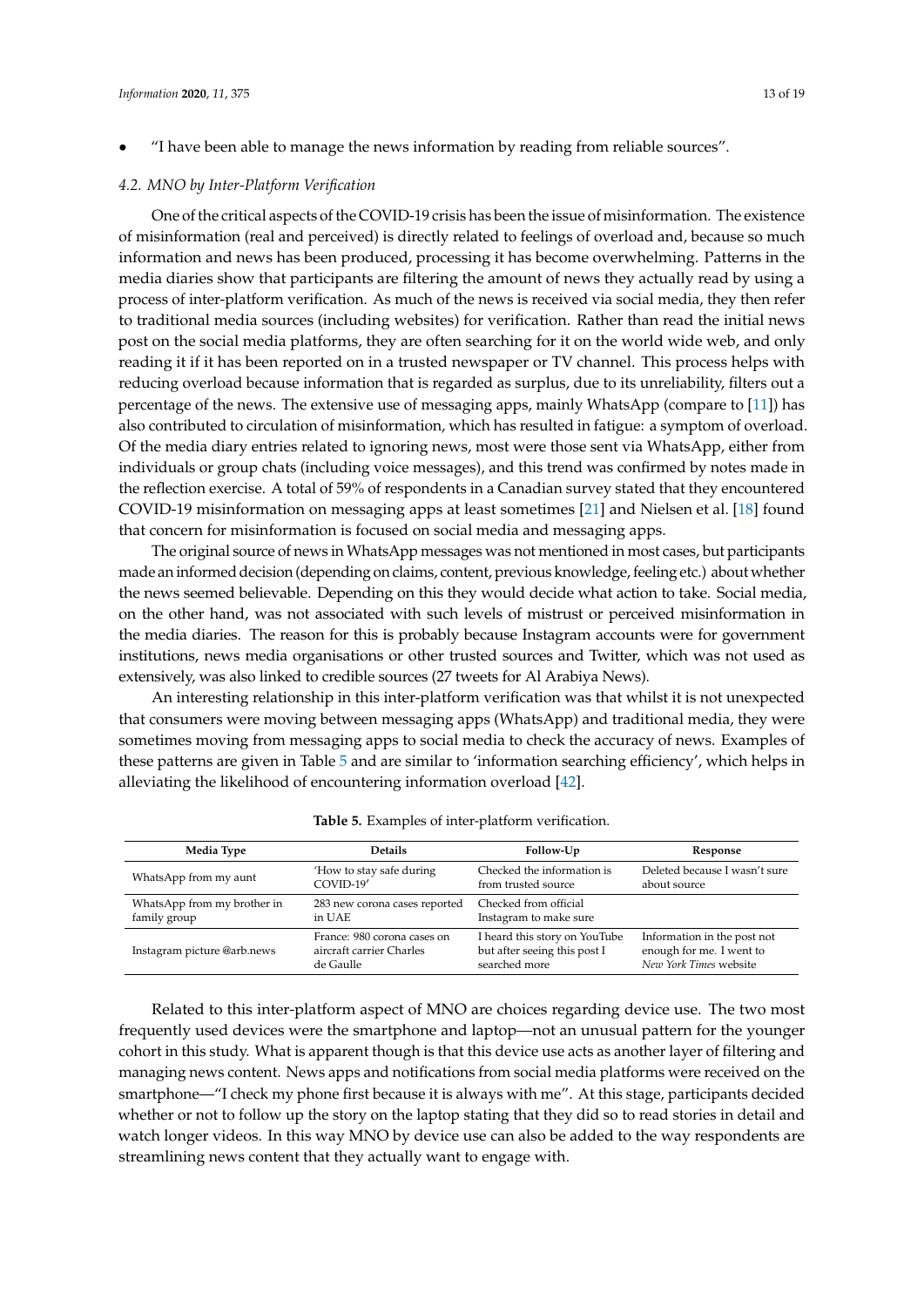- “I have been able to manage the news information by reading from reliable sources”.

### 4.2. MNO by Inter-Platform Verification

One of the critical aspects of the COVID-19 crisis has been the issue of misinformation. The existence of misinformation (real and perceived) is directly related to feelings of overload and, because so much information and news has been produced, processing it has become overwhelming. Patterns in the media diaries show that participants are filtering the amount of news they actually read by using a process of inter-platform verification. As much of the news is received via social media, they then refer to traditional media sources (including websites) for verification. Rather than read the initial news post on the social media platforms, they are often searching for it on the world wide web, and only reading it if it has been reported on in a trusted newspaper or TV channel. This process helps with reducing overload because information that is regarded as surplus, due to its unreliability, filters out a percentage of the news. The extensive use of messaging apps, mainly WhatsApp (compare to [11]) has also contributed to circulation of misinformation, which has resulted in fatigue: a symptom of overload. Of the media diary entries related to ignoring news, most were those sent via WhatsApp, either from individuals or group chats (including voice messages), and this trend was confirmed by notes made in the reflection exercise. A total of 59% of respondents in a Canadian survey stated that they encountered COVID-19 misinformation on messaging apps at least sometimes [21] and Nielsen et al. [18] found that concern for misinformation is focused on social media and messaging apps.

The original source of news in WhatsApp messages was not mentioned in most cases, but participants made an informed decision (depending on claims, content, previous knowledge, feeling etc.) about whether the news seemed believable. Depending on this they would decide what action to take. Social media, on the other hand, was not associated with such levels of mistrust or perceived misinformation in the media diaries. The reason for this is probably because Instagram accounts were for government institutions, news media organisations or other trusted sources and Twitter, which was not used as extensively, was also linked to credible sources (27 tweets for Al Arabiya News).

An interesting relationship in this inter-platform verification was that whilst it is not unexpected that consumers were moving between messaging apps (WhatsApp) and traditional media, they were sometimes moving from messaging apps to social media to check the accuracy of news. Examples of these patterns are given in Table 5 and are similar to ‘information searching efficiency’, which helps in alleviating the likelihood of encountering information overload [42].

**Table 5.** Examples of inter-platform verification.

| Media Type | Details | Follow-Up | Response |
|---|---|---|---|
| WhatsApp from my aunt | ‘How to stay safe during COVID-19’ | Checked the information is from trusted source | Deleted because I wasn’t sure about source |
| WhatsApp from my brother in family group | 283 new corona cases reported in UAE | Checked from official Instagram to make sure | |
| Instagram picture @arb.news | France: 980 corona cases on aircraft carrier Charles de Gaulle | I heard this story on YouTube but after seeing this post I searched more | Information in the post not enough for me. I went to *New York Times* website |

Related to this inter-platform aspect of MNO are choices regarding device use. The two most frequently used devices were the smartphone and laptop—not an unusual pattern for the younger cohort in this study. What is apparent though is that this device use acts as another layer of filtering and managing news content. News apps and notifications from social media platforms were received on the smartphone—“I check my phone first because it is always with me”. At this stage, participants decided whether or not to follow up the story on the laptop stating that they did so to read stories in detail and watch longer videos. In this way MNO by device use can also be added to the way respondents are streamlining news content that they actually want to engage with.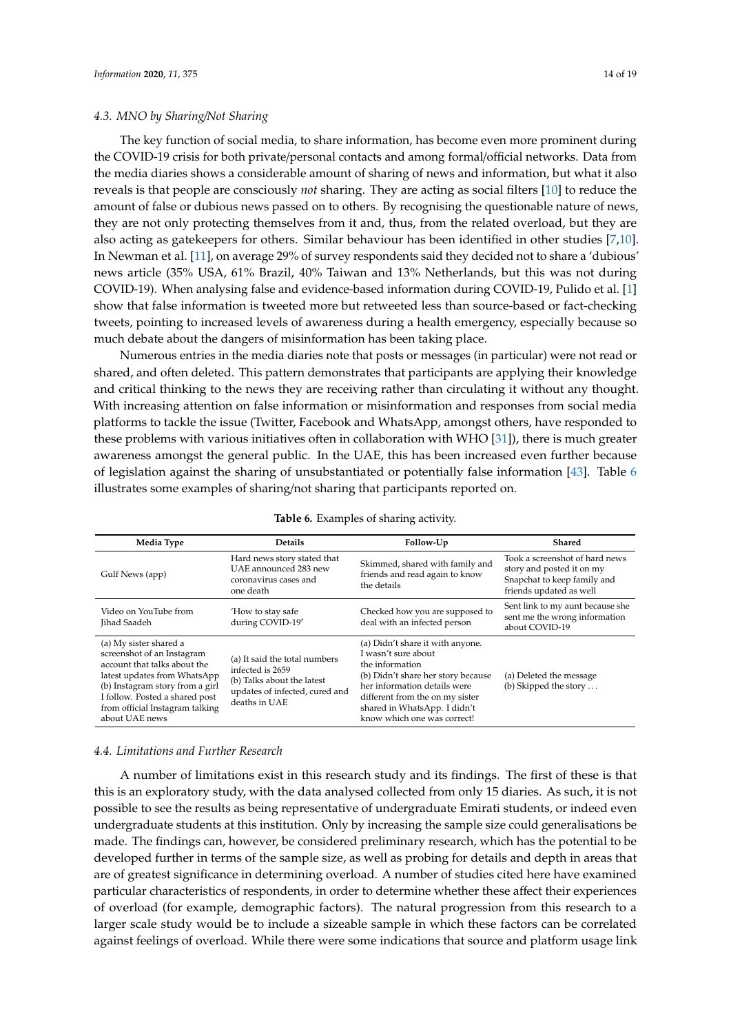### 4.3. MNO by Sharing/Not Sharing

The key function of social media, to share information, has become even more prominent during the COVID-19 crisis for both private/personal contacts and among formal/official networks. Data from the media diaries shows a considerable amount of sharing of news and information, but what it also reveals is that people are consciously *not* sharing. They are acting as social filters [10] to reduce the amount of false or dubious news passed on to others. By recognising the questionable nature of news, they are not only protecting themselves from it and, thus, from the related overload, but they are also acting as gatekeepers for others. Similar behaviour has been identified in other studies [7,10]. In Newman et al. [11], on average 29% of survey respondents said they decided not to share a 'dubious' news article (35% USA, 61% Brazil, 40% Taiwan and 13% Netherlands, but this was not during COVID-19). When analysing false and evidence-based information during COVID-19, Pulido et al. [1] show that false information is tweeted more but retweeted less than source-based or fact-checking tweets, pointing to increased levels of awareness during a health emergency, especially because so much debate about the dangers of misinformation has been taking place.

Numerous entries in the media diaries note that posts or messages (in particular) were not read or shared, and often deleted. This pattern demonstrates that participants are applying their knowledge and critical thinking to the news they are receiving rather than circulating it without any thought. With increasing attention on false information or misinformation and responses from social media platforms to tackle the issue (Twitter, Facebook and WhatsApp, amongst others, have responded to these problems with various initiatives often in collaboration with WHO [31]), there is much greater awareness amongst the general public. In the UAE, this has been increased even further because of legislation against the sharing of unsubstantiated or potentially false information [43]. Table 6 illustrates some examples of sharing/not sharing that participants reported on.

**Table 6.** Examples of sharing activity.

| Media Type | Details | Follow-Up | Shared |
|---|---|---|---|
| Gulf News (app) | Hard news story stated that UAE announced 283 new coronavirus cases and one death | Skimmed, shared with family and friends and read again to know the details | Took a screenshot of hard news story and posted it on my Snapchat to keep family and friends updated as well |
| Video on YouTube from Jihad Saadeh | 'How to stay safe during COVID-19' | Checked how you are supposed to deal with an infected person | Sent link to my aunt because she sent me the wrong information about COVID-19 |
| (a) My sister shared a screenshot of an Instagram account that talks about the latest updates from WhatsApp (b) Instagram story from a girl I follow. Posted a shared post from official Instagram talking about UAE news | (a) It said the total numbers infected is 2659 (b) Talks about the latest updates of infected, cured and deaths in UAE | (a) Didn't share it with anyone. I wasn't sure about the information (b) Didn't share her story because her information details were different from the on my sister shared in WhatsApp. I didn't know which one was correct! | (a) Deleted the message (b) Skipped the story … |

### 4.4. Limitations and Further Research

A number of limitations exist in this research study and its findings. The first of these is that this is an exploratory study, with the data analysed collected from only 15 diaries. As such, it is not possible to see the results as being representative of undergraduate Emirati students, or indeed even undergraduate students at this institution. Only by increasing the sample size could generalisations be made. The findings can, however, be considered preliminary research, which has the potential to be developed further in terms of the sample size, as well as probing for details and depth in areas that are of greatest significance in determining overload. A number of studies cited here have examined particular characteristics of respondents, in order to determine whether these affect their experiences of overload (for example, demographic factors). The natural progression from this research to a larger scale study would be to include a sizeable sample in which these factors can be correlated against feelings of overload. While there were some indications that source and platform usage link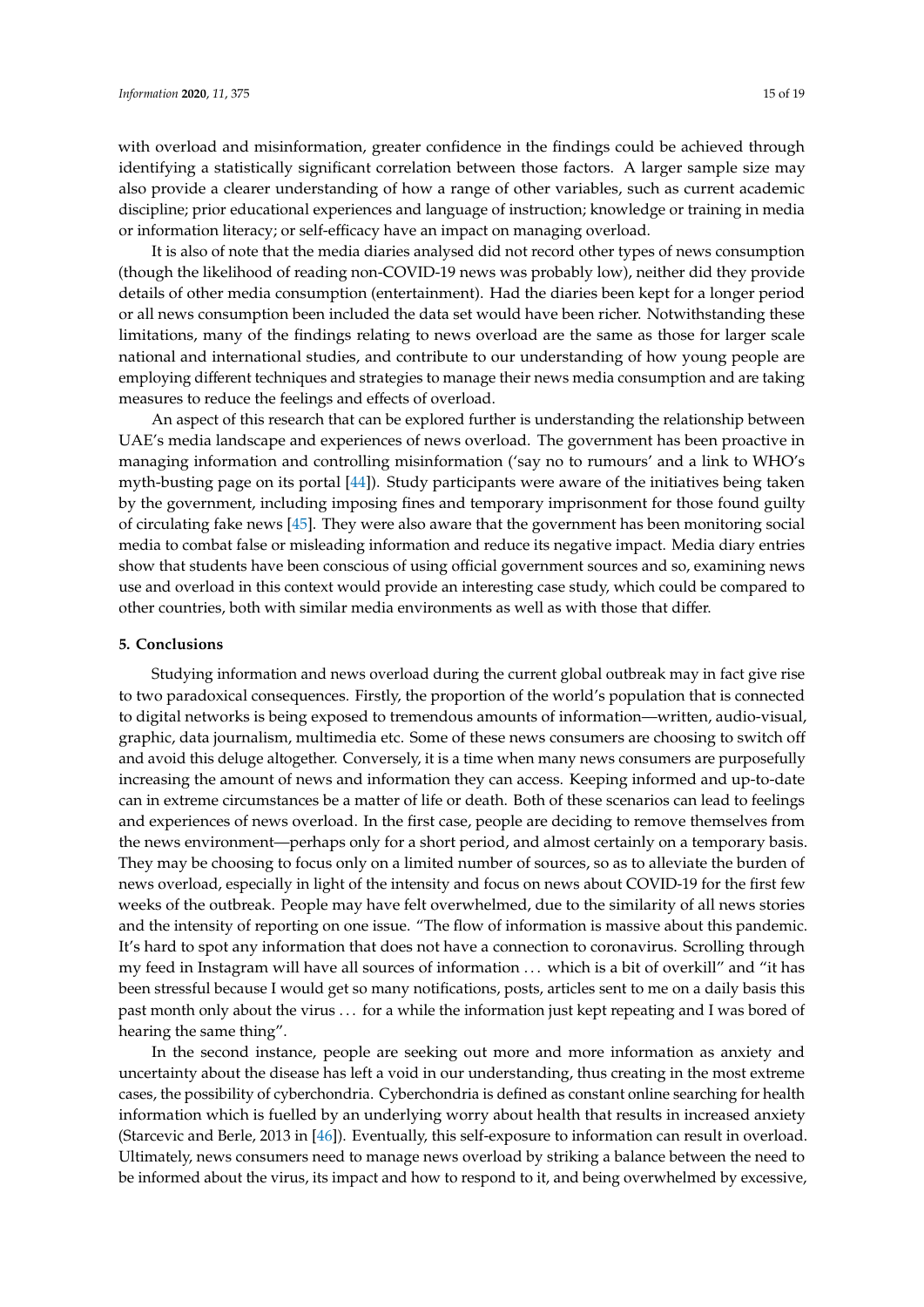with overload and misinformation, greater confidence in the findings could be achieved through identifying a statistically significant correlation between those factors. A larger sample size may also provide a clearer understanding of how a range of other variables, such as current academic discipline; prior educational experiences and language of instruction; knowledge or training in media or information literacy; or self-efficacy have an impact on managing overload.

It is also of note that the media diaries analysed did not record other types of news consumption (though the likelihood of reading non-COVID-19 news was probably low), neither did they provide details of other media consumption (entertainment). Had the diaries been kept for a longer period or all news consumption been included the data set would have been richer. Notwithstanding these limitations, many of the findings relating to news overload are the same as those for larger scale national and international studies, and contribute to our understanding of how young people are employing different techniques and strategies to manage their news media consumption and are taking measures to reduce the feelings and effects of overload.

An aspect of this research that can be explored further is understanding the relationship between UAE's media landscape and experiences of news overload. The government has been proactive in managing information and controlling misinformation ('say no to rumours' and a link to WHO's myth-busting page on its portal [44]). Study participants were aware of the initiatives being taken by the government, including imposing fines and temporary imprisonment for those found guilty of circulating fake news [45]. They were also aware that the government has been monitoring social media to combat false or misleading information and reduce its negative impact. Media diary entries show that students have been conscious of using official government sources and so, examining news use and overload in this context would provide an interesting case study, which could be compared to other countries, both with similar media environments as well as with those that differ.

## 5. Conclusions

Studying information and news overload during the current global outbreak may in fact give rise to two paradoxical consequences. Firstly, the proportion of the world's population that is connected to digital networks is being exposed to tremendous amounts of information—written, audio-visual, graphic, data journalism, multimedia etc. Some of these news consumers are choosing to switch off and avoid this deluge altogether. Conversely, it is a time when many news consumers are purposefully increasing the amount of news and information they can access. Keeping informed and up-to-date can in extreme circumstances be a matter of life or death. Both of these scenarios can lead to feelings and experiences of news overload. In the first case, people are deciding to remove themselves from the news environment—perhaps only for a short period, and almost certainly on a temporary basis. They may be choosing to focus only on a limited number of sources, so as to alleviate the burden of news overload, especially in light of the intensity and focus on news about COVID-19 for the first few weeks of the outbreak. People may have felt overwhelmed, due to the similarity of all news stories and the intensity of reporting on one issue. "The flow of information is massive about this pandemic. It's hard to spot any information that does not have a connection to coronavirus. Scrolling through my feed in Instagram will have all sources of information ... which is a bit of overkill" and "it has been stressful because I would get so many notifications, posts, articles sent to me on a daily basis this past month only about the virus ... for a while the information just kept repeating and I was bored of hearing the same thing".

In the second instance, people are seeking out more and more information as anxiety and uncertainty about the disease has left a void in our understanding, thus creating in the most extreme cases, the possibility of cyberchondria. Cyberchondria is defined as constant online searching for health information which is fuelled by an underlying worry about health that results in increased anxiety (Starcevic and Berle, 2013 in [46]). Eventually, this self-exposure to information can result in overload. Ultimately, news consumers need to manage news overload by striking a balance between the need to be informed about the virus, its impact and how to respond to it, and being overwhelmed by excessive,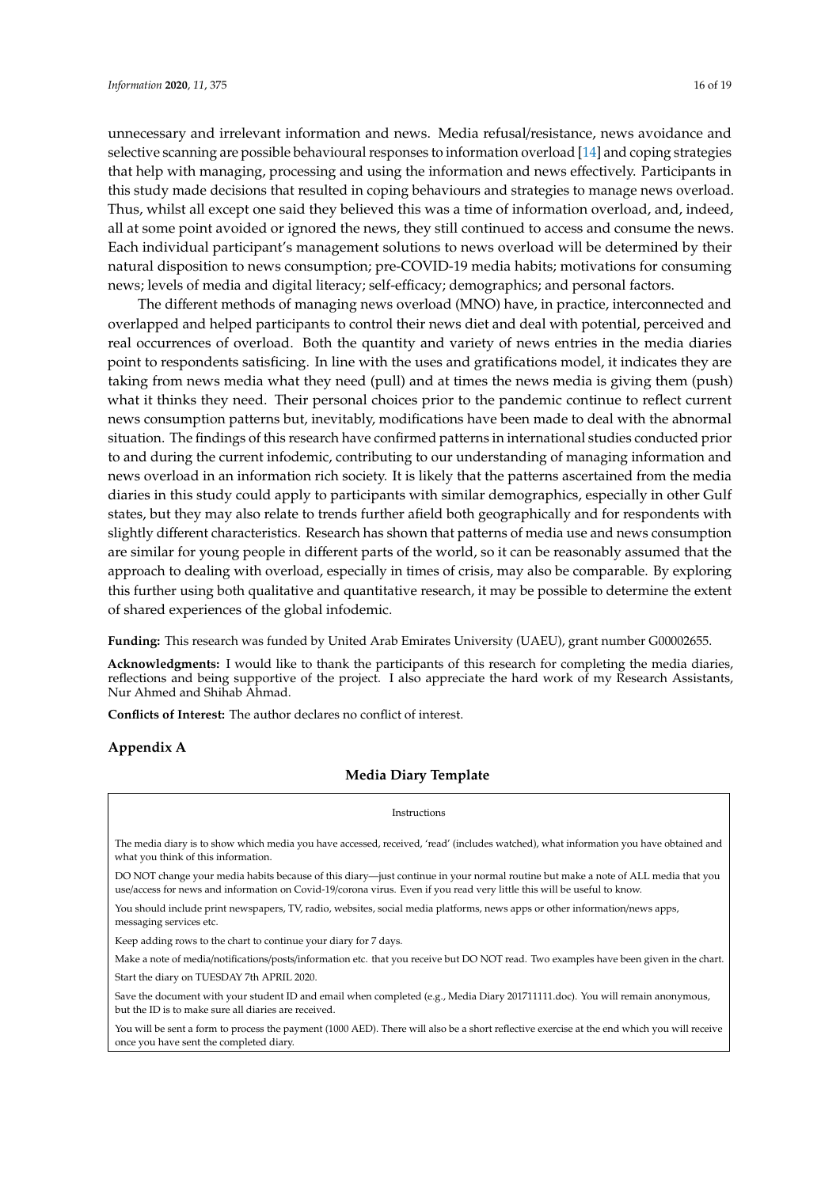unnecessary and irrelevant information and news. Media refusal/resistance, news avoidance and selective scanning are possible behavioural responses to information overload [14] and coping strategies that help with managing, processing and using the information and news effectively. Participants in this study made decisions that resulted in coping behaviours and strategies to manage news overload. Thus, whilst all except one said they believed this was a time of information overload, and, indeed, all at some point avoided or ignored the news, they still continued to access and consume the news. Each individual participant's management solutions to news overload will be determined by their natural disposition to news consumption; pre-COVID-19 media habits; motivations for consuming news; levels of media and digital literacy; self-efficacy; demographics; and personal factors.

The different methods of managing news overload (MNO) have, in practice, interconnected and overlapped and helped participants to control their news diet and deal with potential, perceived and real occurrences of overload. Both the quantity and variety of news entries in the media diaries point to respondents satisficing. In line with the uses and gratifications model, it indicates they are taking from news media what they need (pull) and at times the news media is giving them (push) what it thinks they need. Their personal choices prior to the pandemic continue to reflect current news consumption patterns but, inevitably, modifications have been made to deal with the abnormal situation. The findings of this research have confirmed patterns in international studies conducted prior to and during the current infodemic, contributing to our understanding of managing information and news overload in an information rich society. It is likely that the patterns ascertained from the media diaries in this study could apply to participants with similar demographics, especially in other Gulf states, but they may also relate to trends further afield both geographically and for respondents with slightly different characteristics. Research has shown that patterns of media use and news consumption are similar for young people in different parts of the world, so it can be reasonably assumed that the approach to dealing with overload, especially in times of crisis, may also be comparable. By exploring this further using both qualitative and quantitative research, it may be possible to determine the extent of shared experiences of the global infodemic.

**Funding:** This research was funded by United Arab Emirates University (UAEU), grant number G00002655.

**Acknowledgments:** I would like to thank the participants of this research for completing the media diaries, reflections and being supportive of the project. I also appreciate the hard work of my Research Assistants, Nur Ahmed and Shihab Ahmad.

**Conflicts of Interest:** The author declares no conflict of interest.

## Appendix A

### Media Diary Template

| Instructions |
| --- |
| The media diary is to show which media you have accessed, received, 'read' (includes watched), what information you have obtained and what you think of this information. |
| DO NOT change your media habits because of this diary—just continue in your normal routine but make a note of ALL media that you use/access for news and information on Covid-19/corona virus. Even if you read very little this will be useful to know. |
| You should include print newspapers, TV, radio, websites, social media platforms, news apps or other information/news apps, messaging services etc. |
| Keep adding rows to the chart to continue your diary for 7 days. |
| Make a note of media/notifications/posts/information etc. that you receive but DO NOT read. Two examples have been given in the chart. |
| Start the diary on TUESDAY 7th APRIL 2020. |
| Save the document with your student ID and email when completed (e.g., Media Diary 201711111.doc). You will remain anonymous, but the ID is to make sure all diaries are received. |
| You will be sent a form to process the payment (1000 AED). There will also be a short reflective exercise at the end which you will receive once you have sent the completed diary. |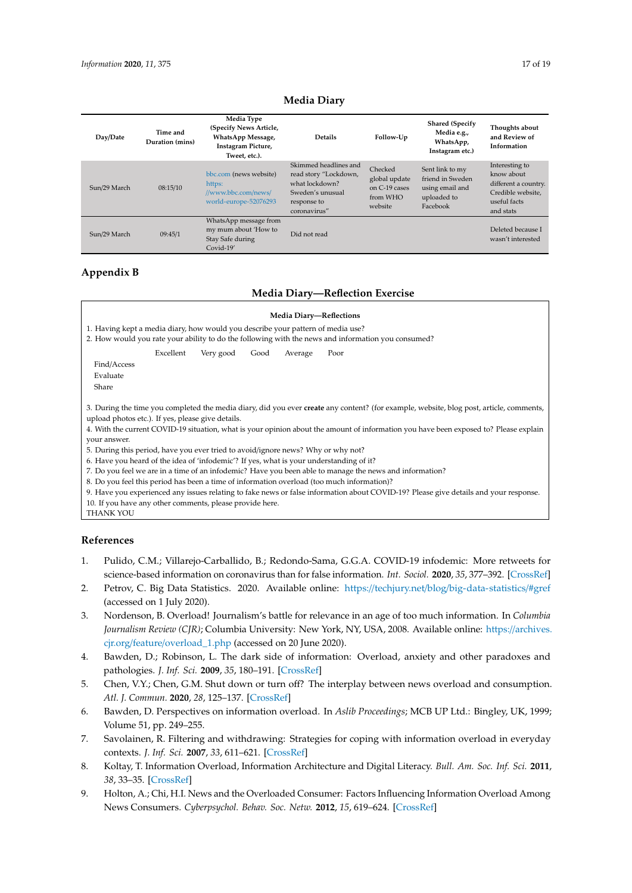**Media Diary**

| Day/Date | Time and Duration (mins) | Media Type (Specify News Article, WhatsApp Message, Instagram Picture, Tweet, etc.). | Details | Follow-Up | Shared (Specify Media e.g., WhatsApp, Instagram etc.) | Thoughts about and Review of Information |
|---|---|---|---|---|---|---|
| Sun/29 March | 08:15/10 | bbc.com (news website) https://www.bbc.com/news/world-europe-52076293 | Skimmed headlines and read story "Lockdown, what lockdown? Sweden's unusual response to coronavirus" | Checked global update on C-19 cases from WHO website | Sent link to my friend in Sweden using email and uploaded to Facebook | Interesting to know about different a country. Credible website, useful facts and stats |
| Sun/29 March | 09:45/1 | WhatsApp message from my mum about 'How to Stay Safe during Covid-19' | Did not read | | | Deleted because I wasn't interested |

## Appendix B

**Media Diary—Reflection Exercise**

**Media Diary—Reflections**

1. Having kept a media diary, how would you describe your pattern of media use?
2. How would you rate your ability to do the following with the news and information you consumed?

| | Excellent | Very good | Good | Average | Poor |
|---|---|---|---|---|---|
| Find/Access | | | | | |
| Evaluate | | | | | |
| Share | | | | | |

3. During the time you completed the media diary, did you ever **create** any content? (for example, website, blog post, article, comments, upload photos etc.). If yes, please give details.
4. With the current COVID-19 situation, what is your opinion about the amount of information you have been exposed to? Please explain your answer.
5. During this period, have you ever tried to avoid/ignore news? Why or why not?
6. Have you heard of the idea of 'infodemic'? If yes, what is your understanding of it?
7. Do you feel we are in a time of an infodemic? Have you been able to manage the news and information?
8. Do you feel this period has been a time of information overload (too much information)?
9. Have you experienced any issues relating to fake news or false information about COVID-19? Please give details and your response.
10. If you have any other comments, please provide here.

THANK YOU

## References

1. Pulido, C.M.; Villarejo-Carballido, B.; Redondo-Sama, G.G.A. COVID-19 infodemic: More retweets for science-based information on coronavirus than for false information. *Int. Sociol.* **2020**, *35*, 377–392. [CrossRef]
2. Petrov, C. Big Data Statistics. 2020. Available online: https://techjury.net/blog/big-data-statistics/#gref (accessed on 1 July 2020).
3. Nordenson, B. Overload! Journalism's battle for relevance in an age of too much information. In *Columbia Journalism Review (CJR)*; Columbia University: New York, NY, USA, 2008. Available online: https://archives.cjr.org/feature/overload_1.php (accessed on 20 June 2020).
4. Bawden, D.; Robinson, L. The dark side of information: Overload, anxiety and other paradoxes and pathologies. *J. Inf. Sci.* **2009**, *35*, 180–191. [CrossRef]
5. Chen, V.Y.; Chen, G.M. Shut down or turn off? The interplay between news overload and consumption. *Atl. J. Commun.* **2020**, *28*, 125–137. [CrossRef]
6. Bawden, D. Perspectives on information overload. In *Aslib Proceedings*; MCB UP Ltd.: Bingley, UK, 1999; Volume 51, pp. 249–255.
7. Savolainen, R. Filtering and withdrawing: Strategies for coping with information overload in everyday contexts. *J. Inf. Sci.* **2007**, *33*, 611–621. [CrossRef]
8. Koltay, T. Information Overload, Information Architecture and Digital Literacy. *Bull. Am. Soc. Inf. Sci.* **2011**, *38*, 33–35. [CrossRef]
9. Holton, A.; Chi, H.I. News and the Overloaded Consumer: Factors Influencing Information Overload Among News Consumers. *Cyberpsychol. Behav. Soc. Netw.* **2012**, *15*, 619–624. [CrossRef]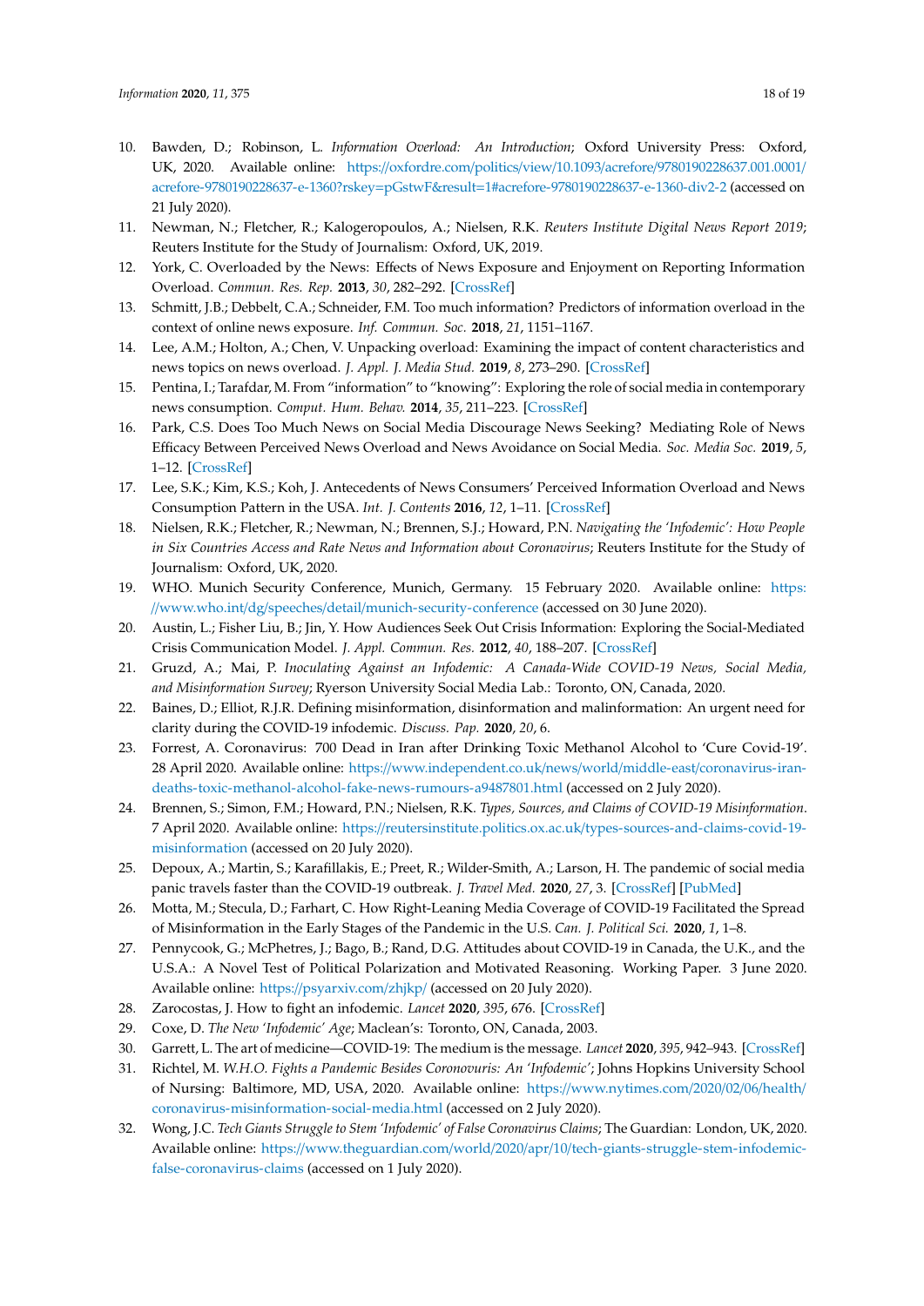10. Bawden, D.; Robinson, L. *Information Overload: An Introduction*; Oxford University Press: Oxford, UK, 2020. Available online: https://oxfordre.com/politics/view/10.1093/acrefore/9780190228637.001.0001/acrefore-9780190228637-e-1360?rskey=pGstwF&result=1#acrefore-9780190228637-e-1360-div2-2 (accessed on 21 July 2020).
11. Newman, N.; Fletcher, R.; Kalogeropoulos, A.; Nielsen, R.K. *Reuters Institute Digital News Report 2019*; Reuters Institute for the Study of Journalism: Oxford, UK, 2019.
12. York, C. Overloaded by the News: Effects of News Exposure and Enjoyment on Reporting Information Overload. *Commun. Res. Rep.* **2013**, *30*, 282–292. [CrossRef]
13. Schmitt, J.B.; Debbelt, C.A.; Schneider, F.M. Too much information? Predictors of information overload in the context of online news exposure. *Inf. Commun. Soc.* **2018**, *21*, 1151–1167.
14. Lee, A.M.; Holton, A.; Chen, V. Unpacking overload: Examining the impact of content characteristics and news topics on news overload. *J. Appl. J. Media Stud.* **2019**, *8*, 273–290. [CrossRef]
15. Pentina, I.; Tarafdar, M. From "information" to "knowing": Exploring the role of social media in contemporary news consumption. *Comput. Hum. Behav.* **2014**, *35*, 211–223. [CrossRef]
16. Park, C.S. Does Too Much News on Social Media Discourage News Seeking? Mediating Role of News Efficacy Between Perceived News Overload and News Avoidance on Social Media. *Soc. Media Soc.* **2019**, *5*, 1–12. [CrossRef]
17. Lee, S.K.; Kim, K.S.; Koh, J. Antecedents of News Consumers' Perceived Information Overload and News Consumption Pattern in the USA. *Int. J. Contents* **2016**, *12*, 1–11. [CrossRef]
18. Nielsen, R.K.; Fletcher, R.; Newman, N.; Brennen, S.J.; Howard, P.N. *Navigating the 'Infodemic': How People in Six Countries Access and Rate News and Information about Coronavirus*; Reuters Institute for the Study of Journalism: Oxford, UK, 2020.
19. WHO. Munich Security Conference, Munich, Germany. 15 February 2020. Available online: https://www.who.int/dg/speeches/detail/munich-security-conference (accessed on 30 June 2020).
20. Austin, L.; Fisher Liu, B.; Jin, Y. How Audiences Seek Out Crisis Information: Exploring the Social-Mediated Crisis Communication Model. *J. Appl. Commun. Res.* **2012**, *40*, 188–207. [CrossRef]
21. Gruzd, A.; Mai, P. *Inoculating Against an Infodemic: A Canada-Wide COVID-19 News, Social Media, and Misinformation Survey*; Ryerson University Social Media Lab.: Toronto, ON, Canada, 2020.
22. Baines, D.; Elliot, R.J.R. Defining misinformation, disinformation and malinformation: An urgent need for clarity during the COVID-19 infodemic. *Discuss. Pap.* **2020**, *20*, 6.
23. Forrest, A. Coronavirus: 700 Dead in Iran after Drinking Toxic Methanol Alcohol to 'Cure Covid-19'. 28 April 2020. Available online: https://www.independent.co.uk/news/world/middle-east/coronavirus-iran-deaths-toxic-methanol-alcohol-fake-news-rumours-a9487801.html (accessed on 2 July 2020).
24. Brennen, S.; Simon, F.M.; Howard, P.N.; Nielsen, R.K. *Types, Sources, and Claims of COVID-19 Misinformation*. 7 April 2020. Available online: https://reutersinstitute.politics.ox.ac.uk/types-sources-and-claims-covid-19-misinformation (accessed on 20 July 2020).
25. Depoux, A.; Martin, S.; Karafillakis, E.; Preet, R.; Wilder-Smith, A.; Larson, H. The pandemic of social media panic travels faster than the COVID-19 outbreak. *J. Travel Med.* **2020**, *27*, 3. [CrossRef] [PubMed]
26. Motta, M.; Stecula, D.; Farhart, C. How Right-Leaning Media Coverage of COVID-19 Facilitated the Spread of Misinformation in the Early Stages of the Pandemic in the U.S. *Can. J. Political Sci.* **2020**, *1*, 1–8.
27. Pennycook, G.; McPhetres, J.; Bago, B.; Rand, D.G. Attitudes about COVID-19 in Canada, the U.K., and the U.S.A.: A Novel Test of Political Polarization and Motivated Reasoning. Working Paper. 3 June 2020. Available online: https://psyarxiv.com/zhjkp/ (accessed on 20 July 2020).
28. Zarocostas, J. How to fight an infodemic. *Lancet* **2020**, *395*, 676. [CrossRef]
29. Coxe, D. *The New 'Infodemic' Age*; Maclean's: Toronto, ON, Canada, 2003.
30. Garrett, L. The art of medicine—COVID-19: The medium is the message. *Lancet* **2020**, *395*, 942–943. [CrossRef]
31. Richtel, M. *W.H.O. Fights a Pandemic Besides Coronovuris: An 'Infodemic'*; Johns Hopkins University School of Nursing: Baltimore, MD, USA, 2020. Available online: https://www.nytimes.com/2020/02/06/health/coronavirus-misinformation-social-media.html (accessed on 2 July 2020).
32. Wong, J.C. *Tech Giants Struggle to Stem 'Infodemic' of False Coronavirus Claims*; The Guardian: London, UK, 2020. Available online: https://www.theguardian.com/world/2020/apr/10/tech-giants-struggle-stem-infodemic-false-coronavirus-claims (accessed on 1 July 2020).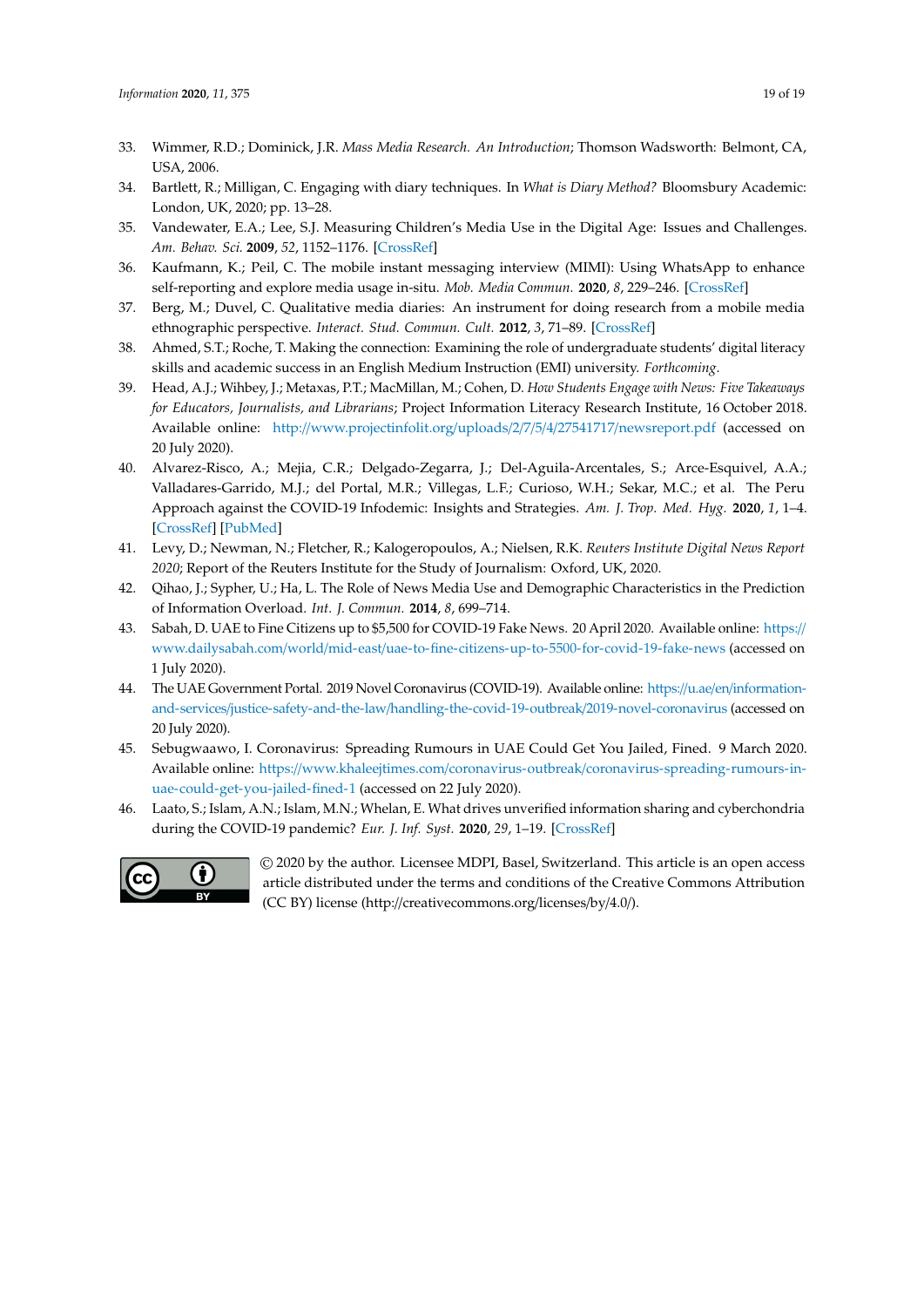33. Wimmer, R.D.; Dominick, J.R. *Mass Media Research. An Introduction*; Thomson Wadsworth: Belmont, CA, USA, 2006.
34. Bartlett, R.; Milligan, C. Engaging with diary techniques. In *What is Diary Method?* Bloomsbury Academic: London, UK, 2020; pp. 13–28.
35. Vandewater, E.A.; Lee, S.J. Measuring Children's Media Use in the Digital Age: Issues and Challenges. *Am. Behav. Sci.* **2009**, *52*, 1152–1176. [CrossRef]
36. Kaufmann, K.; Peil, C. The mobile instant messaging interview (MIMI): Using WhatsApp to enhance self-reporting and explore media usage in-situ. *Mob. Media Commun.* **2020**, *8*, 229–246. [CrossRef]
37. Berg, M.; Duvel, C. Qualitative media diaries: An instrument for doing research from a mobile media ethnographic perspective. *Interact. Stud. Commun. Cult.* **2012**, *3*, 71–89. [CrossRef]
38. Ahmed, S.T.; Roche, T. Making the connection: Examining the role of undergraduate students' digital literacy skills and academic success in an English Medium Instruction (EMI) university. *Forthcoming*.
39. Head, A.J.; Wihbey, J.; Metaxas, P.T.; MacMillan, M.; Cohen, D. *How Students Engage with News: Five Takeaways for Educators, Journalists, and Librarians*; Project Information Literacy Research Institute, 16 October 2018. Available online: http://www.projectinfolit.org/uploads/2/7/5/4/27541717/newsreport.pdf (accessed on 20 July 2020).
40. Alvarez-Risco, A.; Mejia, C.R.; Delgado-Zegarra, J.; Del-Aguila-Arcentales, S.; Arce-Esquivel, A.A.; Valladares-Garrido, M.J.; del Portal, M.R.; Villegas, L.F.; Curioso, W.H.; Sekar, M.C.; et al. The Peru Approach against the COVID-19 Infodemic: Insights and Strategies. *Am. J. Trop. Med. Hyg.* **2020**, *1*, 1–4. [CrossRef] [PubMed]
41. Levy, D.; Newman, N.; Fletcher, R.; Kalogeropoulos, A.; Nielsen, R.K. *Reuters Institute Digital News Report 2020*; Report of the Reuters Institute for the Study of Journalism: Oxford, UK, 2020.
42. Qihao, J.; Sypher, U.; Ha, L. The Role of News Media Use and Demographic Characteristics in the Prediction of Information Overload. *Int. J. Commun.* **2014**, *8*, 699–714.
43. Sabah, D. UAE to Fine Citizens up to $5,500 for COVID-19 Fake News. 20 April 2020. Available online: https://www.dailysabah.com/world/mid-east/uae-to-fine-citizens-up-to-5500-for-covid-19-fake-news (accessed on 1 July 2020).
44. The UAE Government Portal. 2019 Novel Coronavirus (COVID-19). Available online: https://u.ae/en/information-and-services/justice-safety-and-the-law/handling-the-covid-19-outbreak/2019-novel-coronavirus (accessed on 20 July 2020).
45. Sebugwaawo, I. Coronavirus: Spreading Rumours in UAE Could Get You Jailed, Fined. 9 March 2020. Available online: https://www.khaleejtimes.com/coronavirus-outbreak/coronavirus-spreading-rumours-in-uae-could-get-you-jailed-fined-1 (accessed on 22 July 2020).
46. Laato, S.; Islam, A.N.; Islam, M.N.; Whelan, E. What drives unverified information sharing and cyberchondria during the COVID-19 pandemic? *Eur. J. Inf. Syst.* **2020**, *29*, 1–19. [CrossRef]

© 2020 by the author. Licensee MDPI, Basel, Switzerland. This article is an open access article distributed under the terms and conditions of the Creative Commons Attribution (CC BY) license (http://creativecommons.org/licenses/by/4.0/).